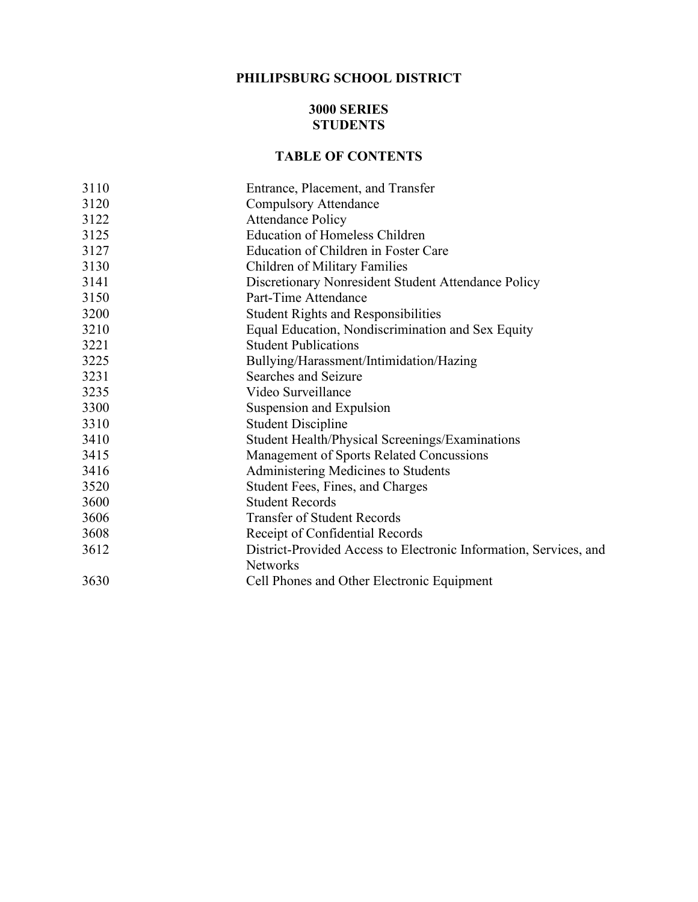# PHILIPSBURG SCHOOL DISTRICT

## 3000 SERIES
## STUDENTS

### TABLE OF CONTENTS

| | |
|---|---|
| 3110 | Entrance, Placement, and Transfer |
| 3120 | Compulsory Attendance |
| 3122 | Attendance Policy |
| 3125 | Education of Homeless Children |
| 3127 | Education of Children in Foster Care |
| 3130 | Children of Military Families |
| 3141 | Discretionary Nonresident Student Attendance Policy |
| 3150 | Part-Time Attendance |
| 3200 | Student Rights and Responsibilities |
| 3210 | Equal Education, Nondiscrimination and Sex Equity |
| 3221 | Student Publications |
| 3225 | Bullying/Harassment/Intimidation/Hazing |
| 3231 | Searches and Seizure |
| 3235 | Video Surveillance |
| 3300 | Suspension and Expulsion |
| 3310 | Student Discipline |
| 3410 | Student Health/Physical Screenings/Examinations |
| 3415 | Management of Sports Related Concussions |
| 3416 | Administering Medicines to Students |
| 3520 | Student Fees, Fines, and Charges |
| 3600 | Student Records |
| 3606 | Transfer of Student Records |
| 3608 | Receipt of Confidential Records |
| 3612 | District-Provided Access to Electronic Information, Services, and Networks |
| 3630 | Cell Phones and Other Electronic Equipment |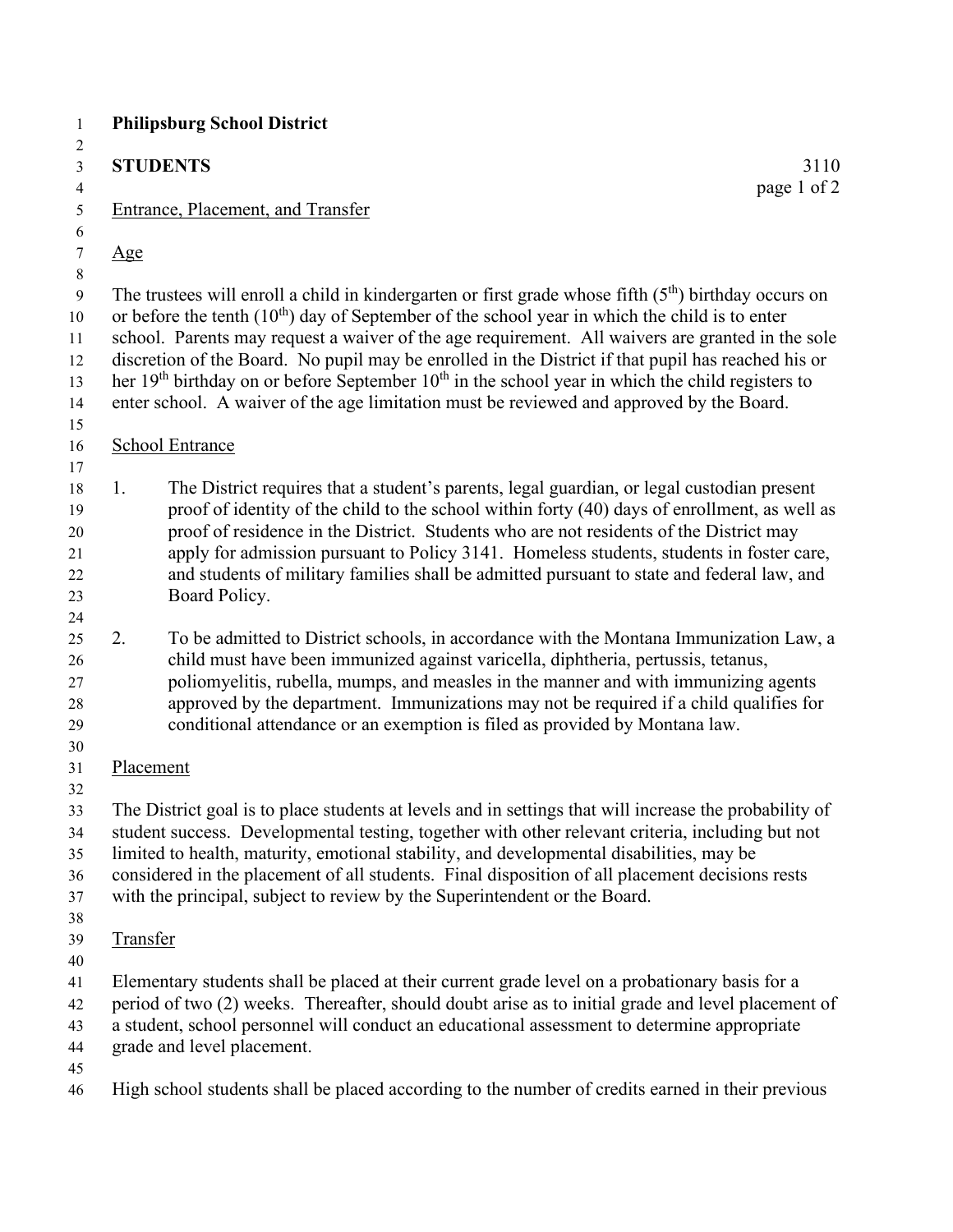**Philipsburg School District**

**STUDENTS** 3110

Entrance, Placement, and Transfer

Age

The trustees will enroll a child in kindergarten or first grade whose fifth (5th) birthday occurs on or before the tenth (10th) day of September of the school year in which the child is to enter school. Parents may request a waiver of the age requirement. All waivers are granted in the sole discretion of the Board. No pupil may be enrolled in the District if that pupil has reached his or her 19th birthday on or before September 10th in the school year in which the child registers to enter school. A waiver of the age limitation must be reviewed and approved by the Board.

School Entrance

1. The District requires that a student's parents, legal guardian, or legal custodian present proof of identity of the child to the school within forty (40) days of enrollment, as well as proof of residence in the District. Students who are not residents of the District may apply for admission pursuant to Policy 3141. Homeless students, students in foster care, and students of military families shall be admitted pursuant to state and federal law, and Board Policy.

2. To be admitted to District schools, in accordance with the Montana Immunization Law, a child must have been immunized against varicella, diphtheria, pertussis, tetanus, poliomyelitis, rubella, mumps, and measles in the manner and with immunizing agents approved by the department. Immunizations may not be required if a child qualifies for conditional attendance or an exemption is filed as provided by Montana law.

Placement

The District goal is to place students at levels and in settings that will increase the probability of student success. Developmental testing, together with other relevant criteria, including but not limited to health, maturity, emotional stability, and developmental disabilities, may be considered in the placement of all students. Final disposition of all placement decisions rests with the principal, subject to review by the Superintendent or the Board.

Transfer

Elementary students shall be placed at their current grade level on a probationary basis for a period of two (2) weeks. Thereafter, should doubt arise as to initial grade and level placement of a student, school personnel will conduct an educational assessment to determine appropriate grade and level placement.

High school students shall be placed according to the number of credits earned in their previous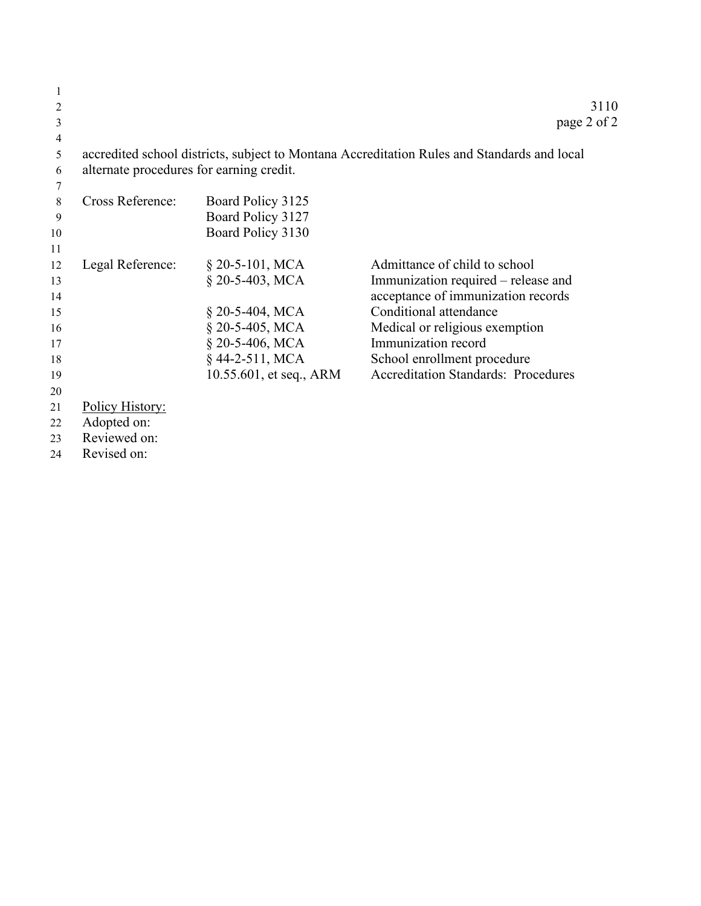accredited school districts, subject to Montana Accreditation Rules and Standards and local alternate procedures for earning credit.

Cross Reference: Board Policy 3125
Board Policy 3127
Board Policy 3130

| Legal Reference: | | |
|---|---|---|
| | § 20-5-101, MCA | Admittance of child to school |
| | § 20-5-403, MCA | Immunization required – release and acceptance of immunization records |
| | § 20-5-404, MCA | Conditional attendance |
| | § 20-5-405, MCA | Medical or religious exemption |
| | § 20-5-406, MCA | Immunization record |
| | § 44-2-511, MCA | School enrollment procedure |
| | 10.55.601, et seq., ARM | Accreditation Standards: Procedures |

Policy History:
Adopted on:
Reviewed on:
Revised on: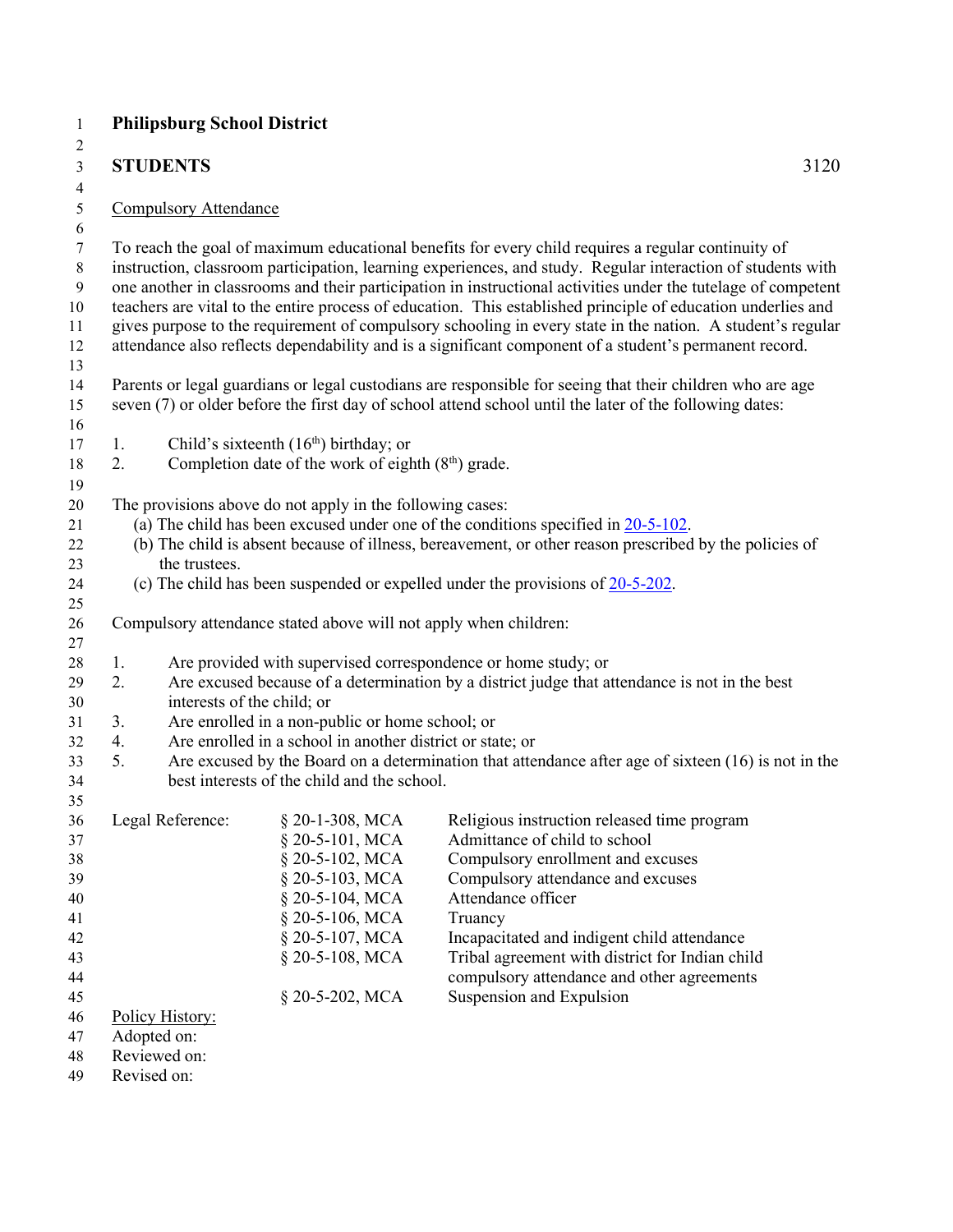**Philipsburg School District**

**STUDENTS** 3120

Compulsory Attendance

To reach the goal of maximum educational benefits for every child requires a regular continuity of instruction, classroom participation, learning experiences, and study. Regular interaction of students with one another in classrooms and their participation in instructional activities under the tutelage of competent teachers are vital to the entire process of education. This established principle of education underlies and gives purpose to the requirement of compulsory schooling in every state in the nation. A student's regular attendance also reflects dependability and is a significant component of a student's permanent record.

Parents or legal guardians or legal custodians are responsible for seeing that their children who are age seven (7) or older before the first day of school attend school until the later of the following dates:

1. Child's sixteenth (16th) birthday; or
2. Completion date of the work of eighth (8th) grade.

The provisions above do not apply in the following cases:

(a) The child has been excused under one of the conditions specified in 20-5-102.
(b) The child is absent because of illness, bereavement, or other reason prescribed by the policies of the trustees.
(c) The child has been suspended or expelled under the provisions of 20-5-202.

Compulsory attendance stated above will not apply when children:

1. Are provided with supervised correspondence or home study; or
2. Are excused because of a determination by a district judge that attendance is not in the best interests of the child; or
3. Are enrolled in a non-public or home school; or
4. Are enrolled in a school in another district or state; or
5. Are excused by the Board on a determination that attendance after age of sixteen (16) is not in the best interests of the child and the school.

| Legal Reference: | § 20-1-308, MCA | Religious instruction released time program |
|---|---|---|
| | § 20-5-101, MCA | Admittance of child to school |
| | § 20-5-102, MCA | Compulsory enrollment and excuses |
| | § 20-5-103, MCA | Compulsory attendance and excuses |
| | § 20-5-104, MCA | Attendance officer |
| | § 20-5-106, MCA | Truancy |
| | § 20-5-107, MCA | Incapacitated and indigent child attendance |
| | § 20-5-108, MCA | Tribal agreement with district for Indian child compulsory attendance and other agreements |
| | § 20-5-202, MCA | Suspension and Expulsion |

Policy History:
Adopted on:
Reviewed on:
Revised on: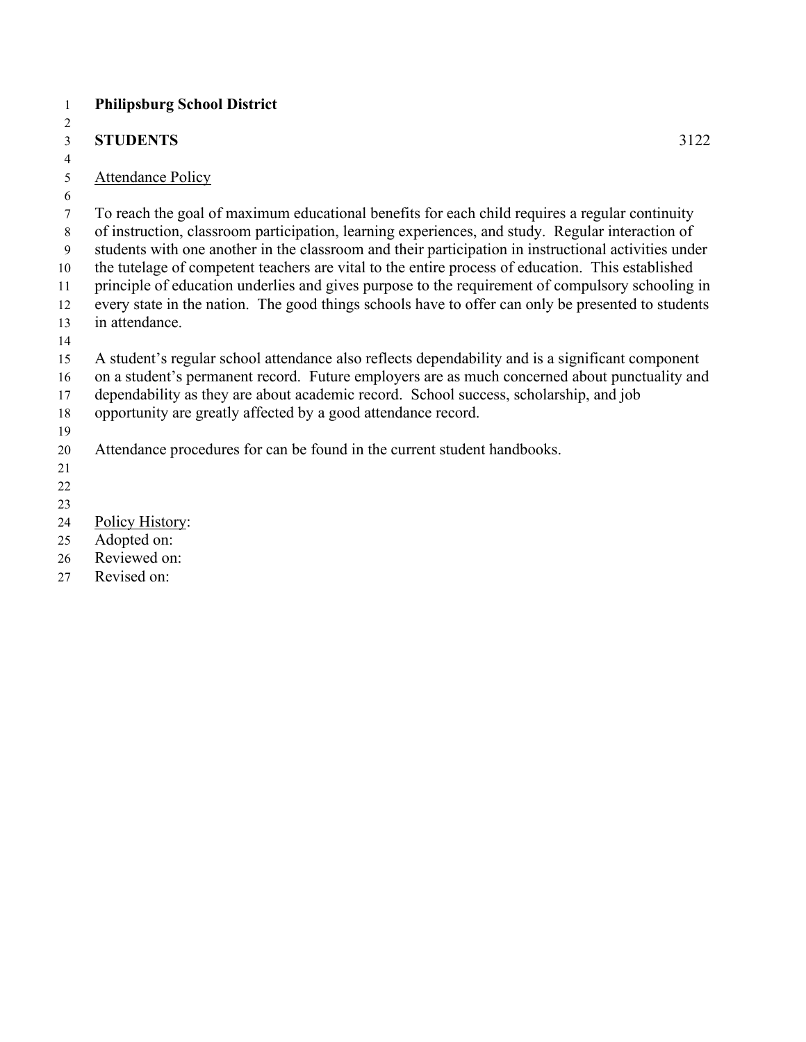**Philipsburg School District**

**STUDENTS** 3122

Attendance Policy

To reach the goal of maximum educational benefits for each child requires a regular continuity of instruction, classroom participation, learning experiences, and study. Regular interaction of students with one another in the classroom and their participation in instructional activities under the tutelage of competent teachers are vital to the entire process of education. This established principle of education underlies and gives purpose to the requirement of compulsory schooling in every state in the nation. The good things schools have to offer can only be presented to students in attendance.

A student's regular school attendance also reflects dependability and is a significant component on a student's permanent record. Future employers are as much concerned about punctuality and dependability as they are about academic record. School success, scholarship, and job opportunity are greatly affected by a good attendance record.

Attendance procedures for can be found in the current student handbooks.

Policy History:
Adopted on:
Reviewed on:
Revised on: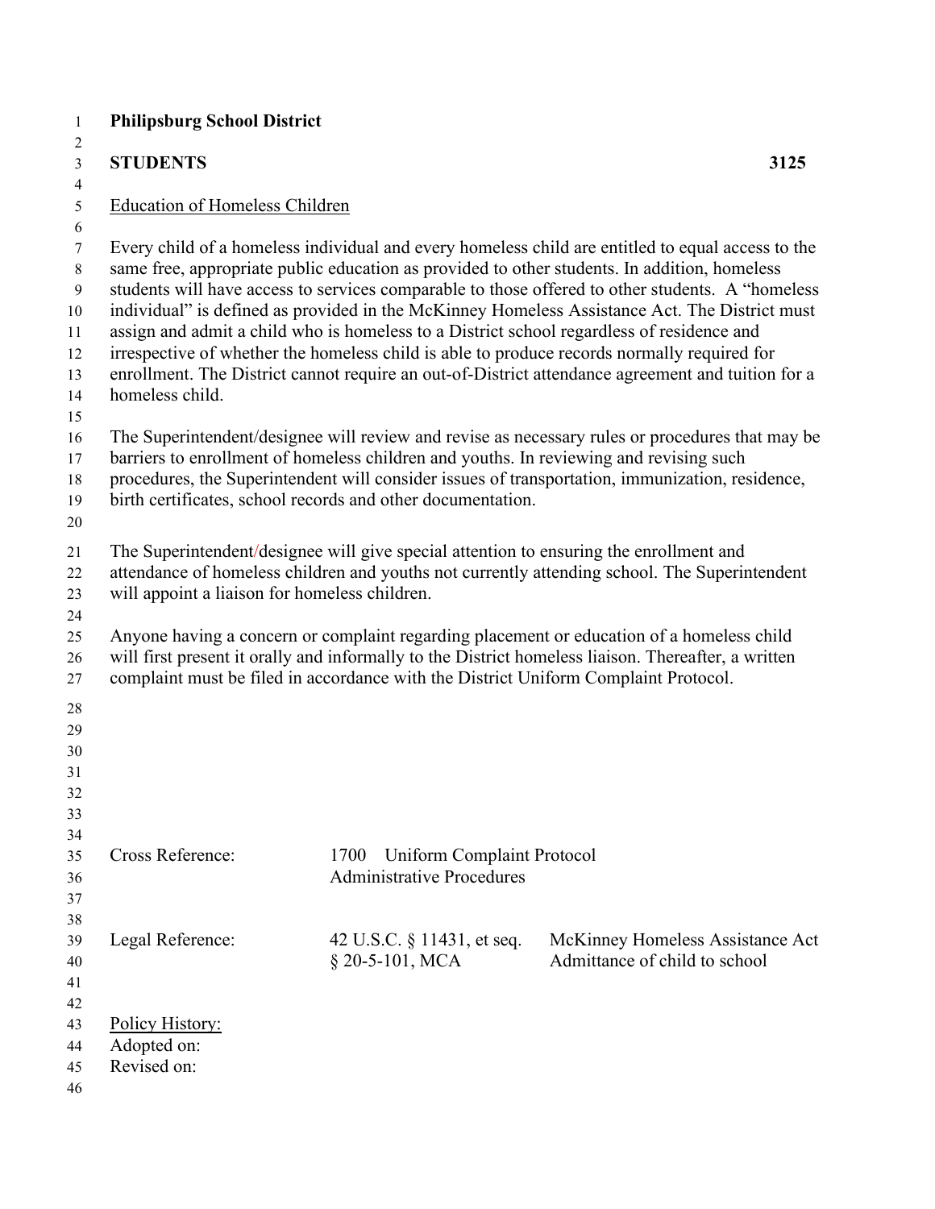**Philipsburg School District**

**STUDENTS** **3125**

Education of Homeless Children

Every child of a homeless individual and every homeless child are entitled to equal access to the same free, appropriate public education as provided to other students. In addition, homeless students will have access to services comparable to those offered to other students. A "homeless individual" is defined as provided in the McKinney Homeless Assistance Act. The District must assign and admit a child who is homeless to a District school regardless of residence and irrespective of whether the homeless child is able to produce records normally required for enrollment. The District cannot require an out-of-District attendance agreement and tuition for a homeless child.

The Superintendent/designee will review and revise as necessary rules or procedures that may be barriers to enrollment of homeless children and youths. In reviewing and revising such procedures, the Superintendent will consider issues of transportation, immunization, residence, birth certificates, school records and other documentation.

The Superintendent/designee will give special attention to ensuring the enrollment and attendance of homeless children and youths not currently attending school. The Superintendent will appoint a liaison for homeless children.

Anyone having a concern or complaint regarding placement or education of a homeless child will first present it orally and informally to the District homeless liaison. Thereafter, a written complaint must be filed in accordance with the District Uniform Complaint Protocol.

| | | |
|---|---|---|
| Cross Reference: | 1700 Uniform Complaint Protocol | |
| | Administrative Procedures | |
| Legal Reference: | 42 U.S.C. § 11431, et seq. | McKinney Homeless Assistance Act |
| | § 20-5-101, MCA | Admittance of child to school |

Policy History:
Adopted on:
Revised on: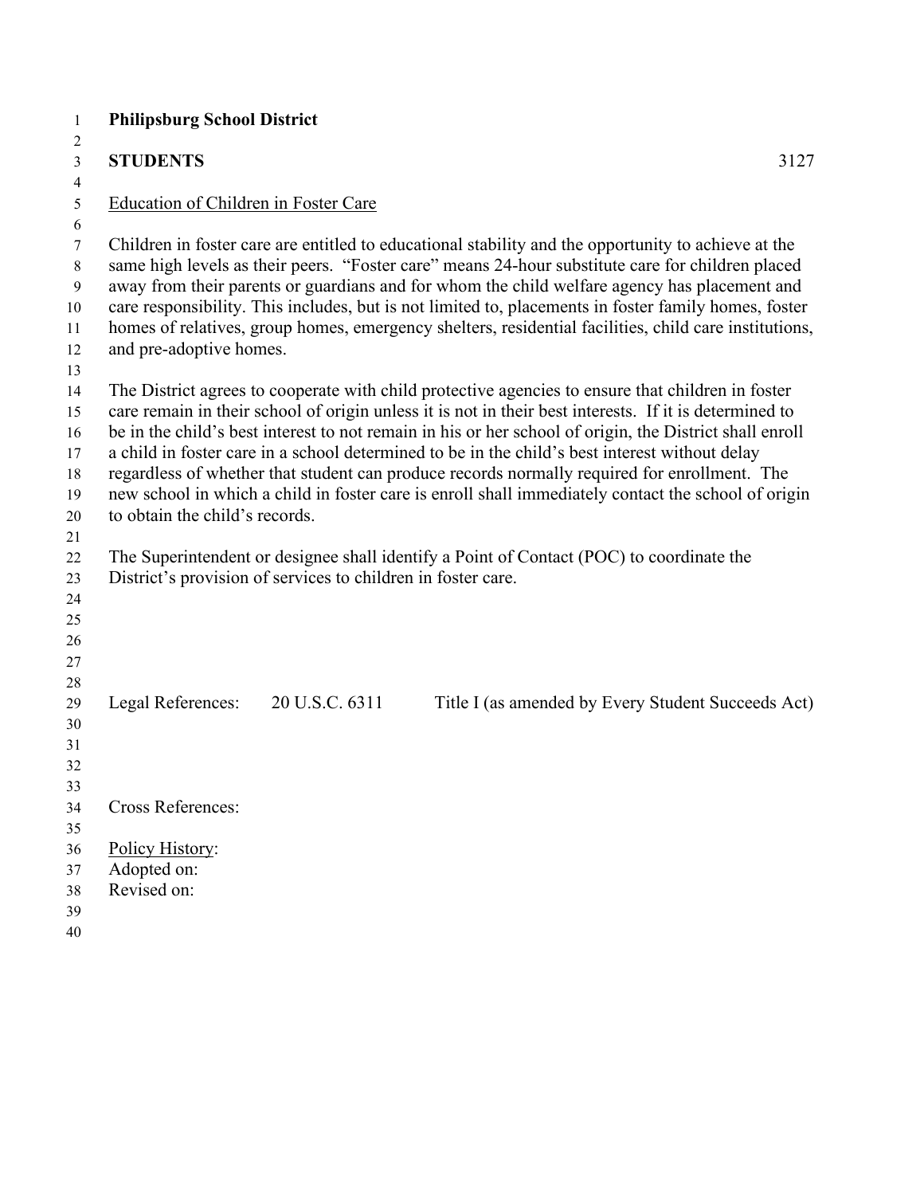**Philipsburg School District**

**STUDENTS** 3127

Education of Children in Foster Care

Children in foster care are entitled to educational stability and the opportunity to achieve at the same high levels as their peers. "Foster care" means 24-hour substitute care for children placed away from their parents or guardians and for whom the child welfare agency has placement and care responsibility. This includes, but is not limited to, placements in foster family homes, foster homes of relatives, group homes, emergency shelters, residential facilities, child care institutions, and pre-adoptive homes.

The District agrees to cooperate with child protective agencies to ensure that children in foster care remain in their school of origin unless it is not in their best interests. If it is determined to be in the child's best interest to not remain in his or her school of origin, the District shall enroll a child in foster care in a school determined to be in the child's best interest without delay regardless of whether that student can produce records normally required for enrollment. The new school in which a child in foster care is enroll shall immediately contact the school of origin to obtain the child's records.

The Superintendent or designee shall identify a Point of Contact (POC) to coordinate the District's provision of services to children in foster care.

Legal References: 20 U.S.C. 6311 Title I (as amended by Every Student Succeeds Act)

Cross References:

Policy History:
Adopted on:
Revised on: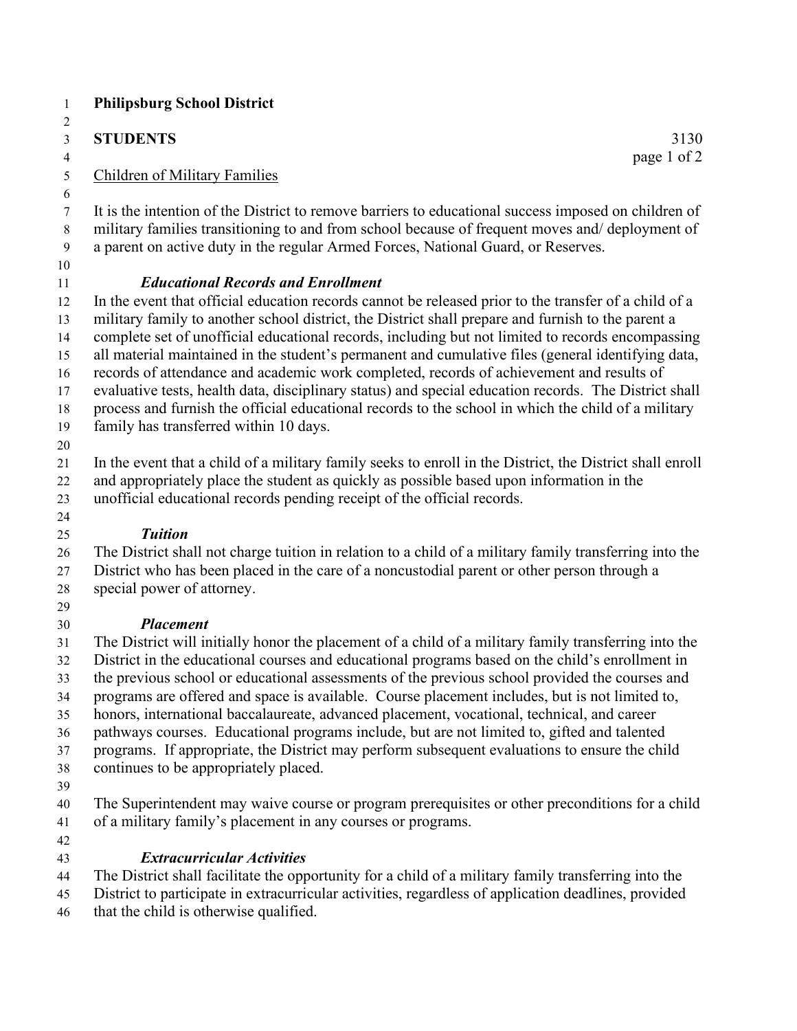**Philipsburg School District**

**STUDENTS** 3130

Children of Military Families

It is the intention of the District to remove barriers to educational success imposed on children of military families transitioning to and from school because of frequent moves and/ deployment of a parent on active duty in the regular Armed Forces, National Guard, or Reserves.

***Educational Records and Enrollment***

In the event that official education records cannot be released prior to the transfer of a child of a military family to another school district, the District shall prepare and furnish to the parent a complete set of unofficial educational records, including but not limited to records encompassing all material maintained in the student's permanent and cumulative files (general identifying data, records of attendance and academic work completed, records of achievement and results of evaluative tests, health data, disciplinary status) and special education records. The District shall process and furnish the official educational records to the school in which the child of a military family has transferred within 10 days.

In the event that a child of a military family seeks to enroll in the District, the District shall enroll and appropriately place the student as quickly as possible based upon information in the unofficial educational records pending receipt of the official records.

***Tuition***

The District shall not charge tuition in relation to a child of a military family transferring into the District who has been placed in the care of a noncustodial parent or other person through a special power of attorney.

***Placement***

The District will initially honor the placement of a child of a military family transferring into the District in the educational courses and educational programs based on the child's enrollment in the previous school or educational assessments of the previous school provided the courses and programs are offered and space is available. Course placement includes, but is not limited to, honors, international baccalaureate, advanced placement, vocational, technical, and career pathways courses. Educational programs include, but are not limited to, gifted and talented programs. If appropriate, the District may perform subsequent evaluations to ensure the child continues to be appropriately placed.

The Superintendent may waive course or program prerequisites or other preconditions for a child of a military family's placement in any courses or programs.

***Extracurricular Activities***

The District shall facilitate the opportunity for a child of a military family transferring into the District to participate in extracurricular activities, regardless of application deadlines, provided that the child is otherwise qualified.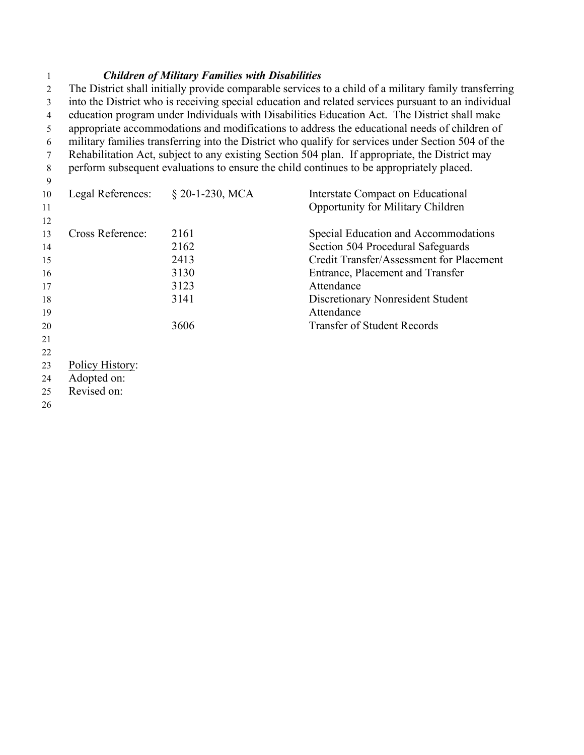***Children of Military Families with Disabilities***

The District shall initially provide comparable services to a child of a military family transferring into the District who is receiving special education and related services pursuant to an individual education program under Individuals with Disabilities Education Act. The District shall make appropriate accommodations and modifications to address the educational needs of children of military families transferring into the District who qualify for services under Section 504 of the Rehabilitation Act, subject to any existing Section 504 plan. If appropriate, the District may perform subsequent evaluations to ensure the child continues to be appropriately placed.

| | | |
|---|---|---|
| Legal References: | § 20-1-230, MCA | Interstate Compact on Educational Opportunity for Military Children |
| Cross Reference: | 2161 | Special Education and Accommodations |
| | 2162 | Section 504 Procedural Safeguards |
| | 2413 | Credit Transfer/Assessment for Placement |
| | 3130 | Entrance, Placement and Transfer |
| | 3123 | Attendance |
| | 3141 | Discretionary Nonresident Student Attendance |
| | 3606 | Transfer of Student Records |

Policy History:
Adopted on:
Revised on: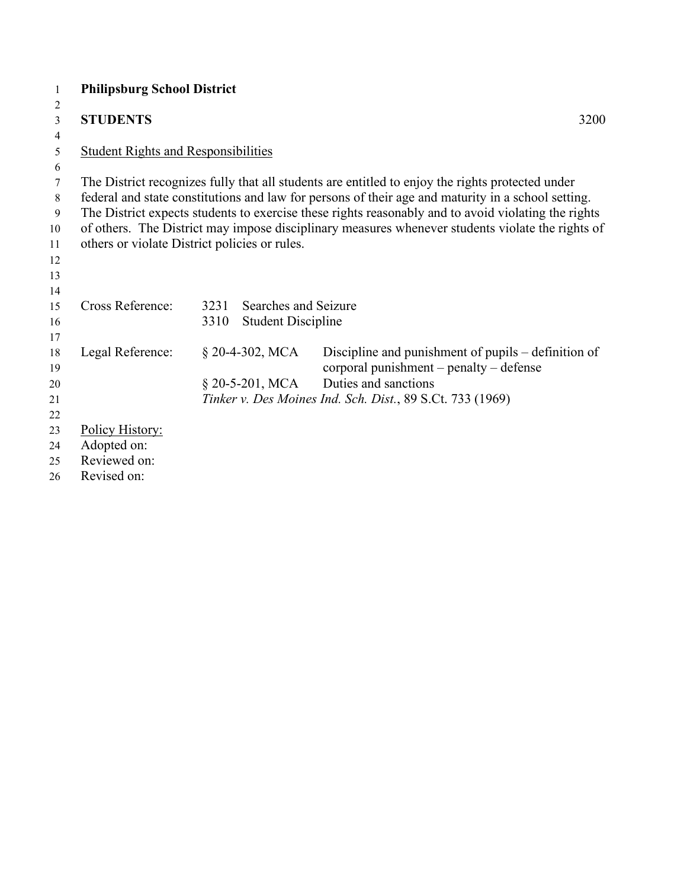**Philipsburg School District**

**STUDENTS** 3200

Student Rights and Responsibilities

The District recognizes fully that all students are entitled to enjoy the rights protected under federal and state constitutions and law for persons of their age and maturity in a school setting. The District expects students to exercise these rights reasonably and to avoid violating the rights of others. The District may impose disciplinary measures whenever students violate the rights of others or violate District policies or rules.

| | | |
|---|---|---|
| Cross Reference: | 3231 | Searches and Seizure |
| | 3310 | Student Discipline |

| | | |
|---|---|---|
| Legal Reference: | § 20-4-302, MCA | Discipline and punishment of pupils – definition of corporal punishment – penalty – defense |
| | § 20-5-201, MCA | Duties and sanctions |
| | *Tinker v. Des Moines Ind. Sch. Dist.*, 89 S.Ct. 733 (1969) | |

Policy History:
Adopted on:
Reviewed on:
Revised on: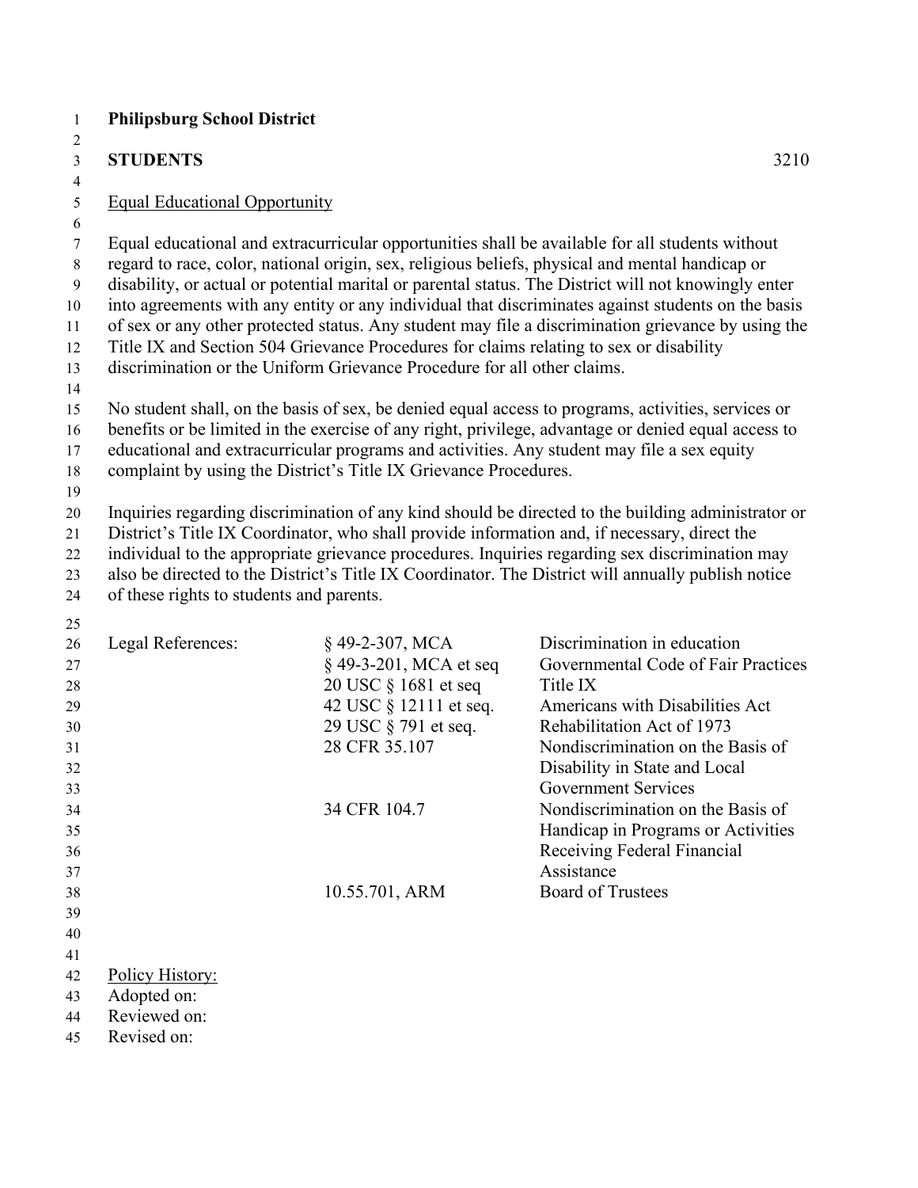**Philipsburg School District**

**STUDENTS** 3210

Equal Educational Opportunity

Equal educational and extracurricular opportunities shall be available for all students without regard to race, color, national origin, sex, religious beliefs, physical and mental handicap or disability, or actual or potential marital or parental status. The District will not knowingly enter into agreements with any entity or any individual that discriminates against students on the basis of sex or any other protected status. Any student may file a discrimination grievance by using the Title IX and Section 504 Grievance Procedures for claims relating to sex or disability discrimination or the Uniform Grievance Procedure for all other claims.

No student shall, on the basis of sex, be denied equal access to programs, activities, services or benefits or be limited in the exercise of any right, privilege, advantage or denied equal access to educational and extracurricular programs and activities. Any student may file a sex equity complaint by using the District's Title IX Grievance Procedures.

Inquiries regarding discrimination of any kind should be directed to the building administrator or District's Title IX Coordinator, who shall provide information and, if necessary, direct the individual to the appropriate grievance procedures. Inquiries regarding sex discrimination may also be directed to the District's Title IX Coordinator. The District will annually publish notice of these rights to students and parents.

| Legal References: | § 49-2-307, MCA | Discrimination in education |
|---|---|---|
| | § 49-3-201, MCA et seq | Governmental Code of Fair Practices |
| | 20 USC § 1681 et seq | Title IX |
| | 42 USC § 12111 et seq. | Americans with Disabilities Act |
| | 29 USC § 791 et seq. | Rehabilitation Act of 1973 |
| | 28 CFR 35.107 | Nondiscrimination on the Basis of Disability in State and Local Government Services |
| | 34 CFR 104.7 | Nondiscrimination on the Basis of Handicap in Programs or Activities Receiving Federal Financial Assistance |
| | 10.55.701, ARM | Board of Trustees |

Policy History:
Adopted on:
Reviewed on:
Revised on: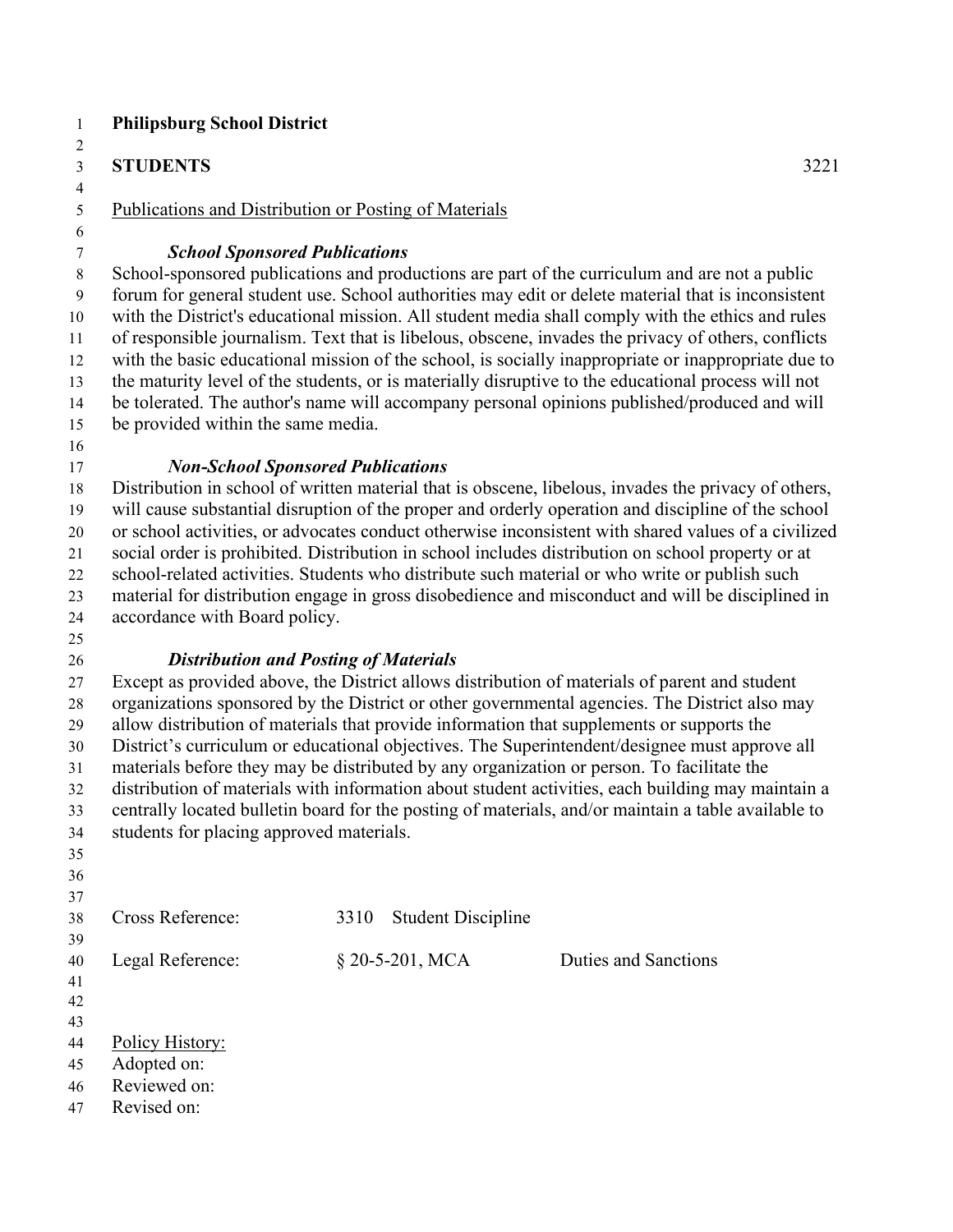**Philipsburg School District**

**STUDENTS** 3221

Publications and Distribution or Posting of Materials

***School Sponsored Publications***

School-sponsored publications and productions are part of the curriculum and are not a public forum for general student use. School authorities may edit or delete material that is inconsistent with the District's educational mission. All student media shall comply with the ethics and rules of responsible journalism. Text that is libelous, obscene, invades the privacy of others, conflicts with the basic educational mission of the school, is socially inappropriate or inappropriate due to the maturity level of the students, or is materially disruptive to the educational process will not be tolerated. The author's name will accompany personal opinions published/produced and will be provided within the same media.

***Non-School Sponsored Publications***

Distribution in school of written material that is obscene, libelous, invades the privacy of others, will cause substantial disruption of the proper and orderly operation and discipline of the school or school activities, or advocates conduct otherwise inconsistent with shared values of a civilized social order is prohibited. Distribution in school includes distribution on school property or at school-related activities. Students who distribute such material or who write or publish such material for distribution engage in gross disobedience and misconduct and will be disciplined in accordance with Board policy.

***Distribution and Posting of Materials***

Except as provided above, the District allows distribution of materials of parent and student organizations sponsored by the District or other governmental agencies. The District also may allow distribution of materials that provide information that supplements or supports the District's curriculum or educational objectives. The Superintendent/designee must approve all materials before they may be distributed by any organization or person. To facilitate the distribution of materials with information about student activities, each building may maintain a centrally located bulletin board for the posting of materials, and/or maintain a table available to students for placing approved materials.

Cross Reference: 3310 Student Discipline

Legal Reference: § 20-5-201, MCA Duties and Sanctions

Policy History:
Adopted on:
Reviewed on:
Revised on: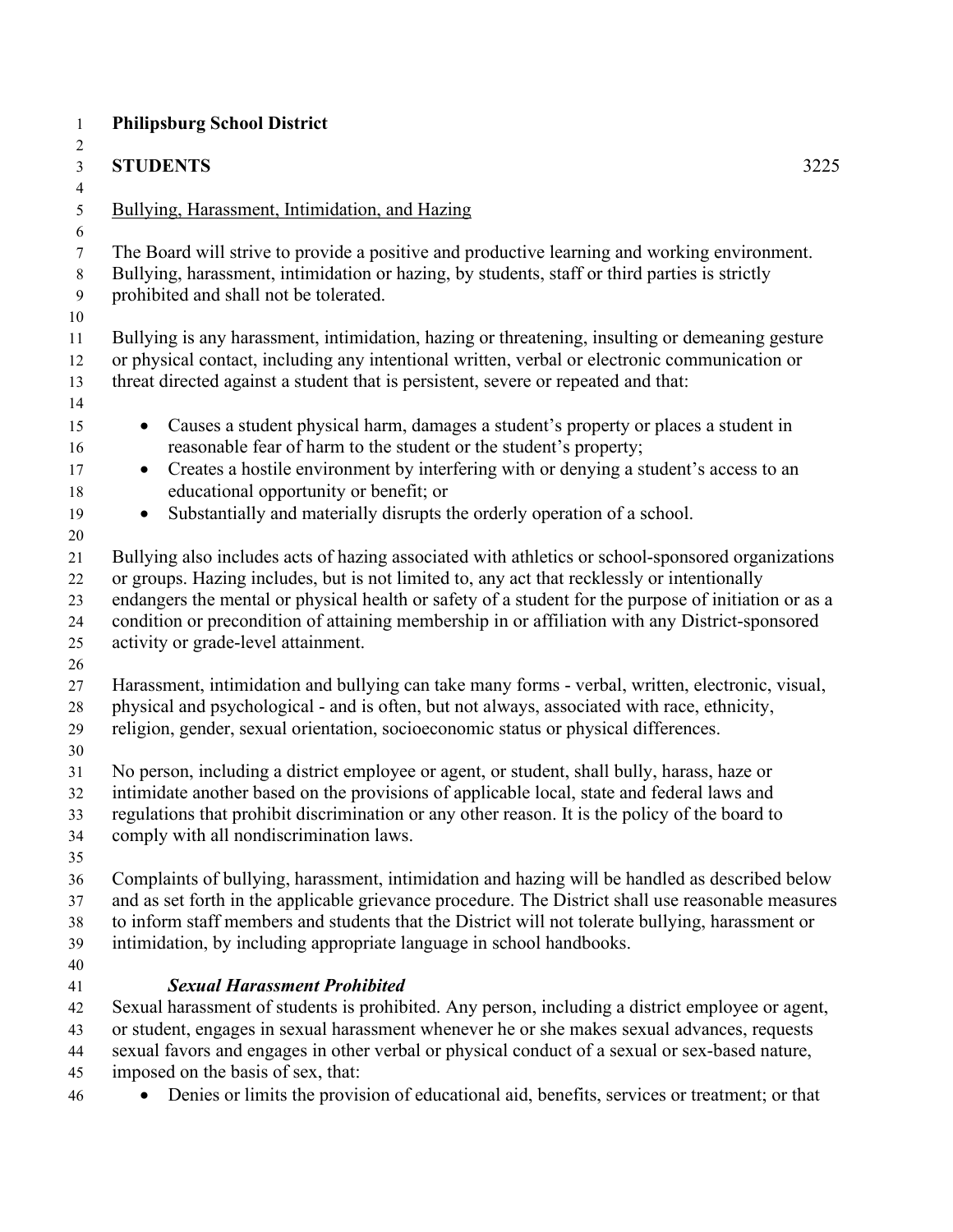**Philipsburg School District**

**STUDENTS** 3225

Bullying, Harassment, Intimidation, and Hazing

The Board will strive to provide a positive and productive learning and working environment. Bullying, harassment, intimidation or hazing, by students, staff or third parties is strictly prohibited and shall not be tolerated.

Bullying is any harassment, intimidation, hazing or threatening, insulting or demeaning gesture or physical contact, including any intentional written, verbal or electronic communication or threat directed against a student that is persistent, severe or repeated and that:

- Causes a student physical harm, damages a student's property or places a student in reasonable fear of harm to the student or the student's property;
- Creates a hostile environment by interfering with or denying a student's access to an educational opportunity or benefit; or
- Substantially and materially disrupts the orderly operation of a school.

Bullying also includes acts of hazing associated with athletics or school-sponsored organizations or groups. Hazing includes, but is not limited to, any act that recklessly or intentionally endangers the mental or physical health or safety of a student for the purpose of initiation or as a condition or precondition of attaining membership in or affiliation with any District-sponsored activity or grade-level attainment.

Harassment, intimidation and bullying can take many forms - verbal, written, electronic, visual, physical and psychological - and is often, but not always, associated with race, ethnicity, religion, gender, sexual orientation, socioeconomic status or physical differences.

No person, including a district employee or agent, or student, shall bully, harass, haze or intimidate another based on the provisions of applicable local, state and federal laws and regulations that prohibit discrimination or any other reason. It is the policy of the board to comply with all nondiscrimination laws.

Complaints of bullying, harassment, intimidation and hazing will be handled as described below and as set forth in the applicable grievance procedure. The District shall use reasonable measures to inform staff members and students that the District will not tolerate bullying, harassment or intimidation, by including appropriate language in school handbooks.

***Sexual Harassment Prohibited***

Sexual harassment of students is prohibited. Any person, including a district employee or agent, or student, engages in sexual harassment whenever he or she makes sexual advances, requests sexual favors and engages in other verbal or physical conduct of a sexual or sex-based nature, imposed on the basis of sex, that:

- Denies or limits the provision of educational aid, benefits, services or treatment; or that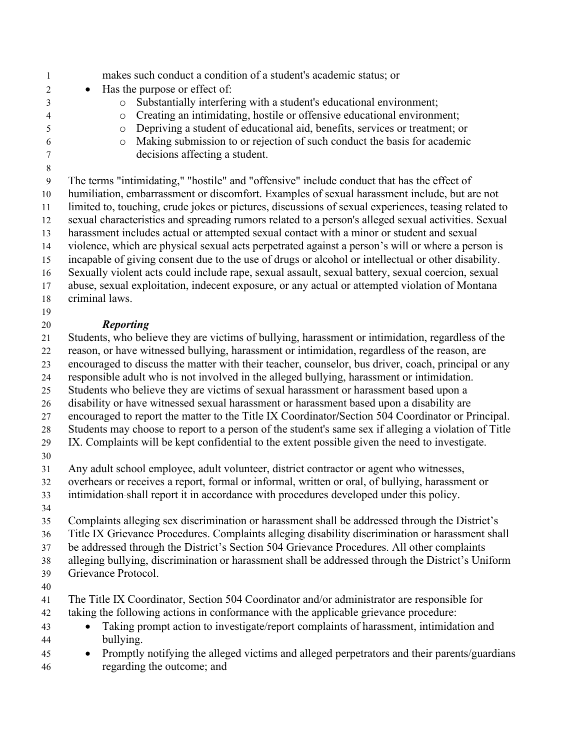makes such conduct a condition of a student's academic status; or

- Has the purpose or effect of:
  - Substantially interfering with a student's educational environment;
  - Creating an intimidating, hostile or offensive educational environment;
  - Depriving a student of educational aid, benefits, services or treatment; or
  - Making submission to or rejection of such conduct the basis for academic decisions affecting a student.

The terms "intimidating," "hostile" and "offensive" include conduct that has the effect of humiliation, embarrassment or discomfort. Examples of sexual harassment include, but are not limited to, touching, crude jokes or pictures, discussions of sexual experiences, teasing related to sexual characteristics and spreading rumors related to a person's alleged sexual activities. Sexual harassment includes actual or attempted sexual contact with a minor or student and sexual violence, which are physical sexual acts perpetrated against a person's will or where a person is incapable of giving consent due to the use of drugs or alcohol or intellectual or other disability. Sexually violent acts could include rape, sexual assault, sexual battery, sexual coercion, sexual abuse, sexual exploitation, indecent exposure, or any actual or attempted violation of Montana criminal laws.

***Reporting***

Students, who believe they are victims of bullying, harassment or intimidation, regardless of the reason, or have witnessed bullying, harassment or intimidation, regardless of the reason, are encouraged to discuss the matter with their teacher, counselor, bus driver, coach, principal or any responsible adult who is not involved in the alleged bullying, harassment or intimidation. Students who believe they are victims of sexual harassment or harassment based upon a disability or have witnessed sexual harassment or harassment based upon a disability are encouraged to report the matter to the Title IX Coordinator/Section 504 Coordinator or Principal. Students may choose to report to a person of the student's same sex if alleging a violation of Title IX. Complaints will be kept confidential to the extent possible given the need to investigate.

Any adult school employee, adult volunteer, district contractor or agent who witnesses, overhears or receives a report, formal or informal, written or oral, of bullying, harassment or intimidation shall report it in accordance with procedures developed under this policy.

Complaints alleging sex discrimination or harassment shall be addressed through the District's Title IX Grievance Procedures. Complaints alleging disability discrimination or harassment shall be addressed through the District's Section 504 Grievance Procedures. All other complaints alleging bullying, discrimination or harassment shall be addressed through the District's Uniform Grievance Protocol.

The Title IX Coordinator, Section 504 Coordinator and/or administrator are responsible for taking the following actions in conformance with the applicable grievance procedure:

- Taking prompt action to investigate/report complaints of harassment, intimidation and bullying.
- Promptly notifying the alleged victims and alleged perpetrators and their parents/guardians regarding the outcome; and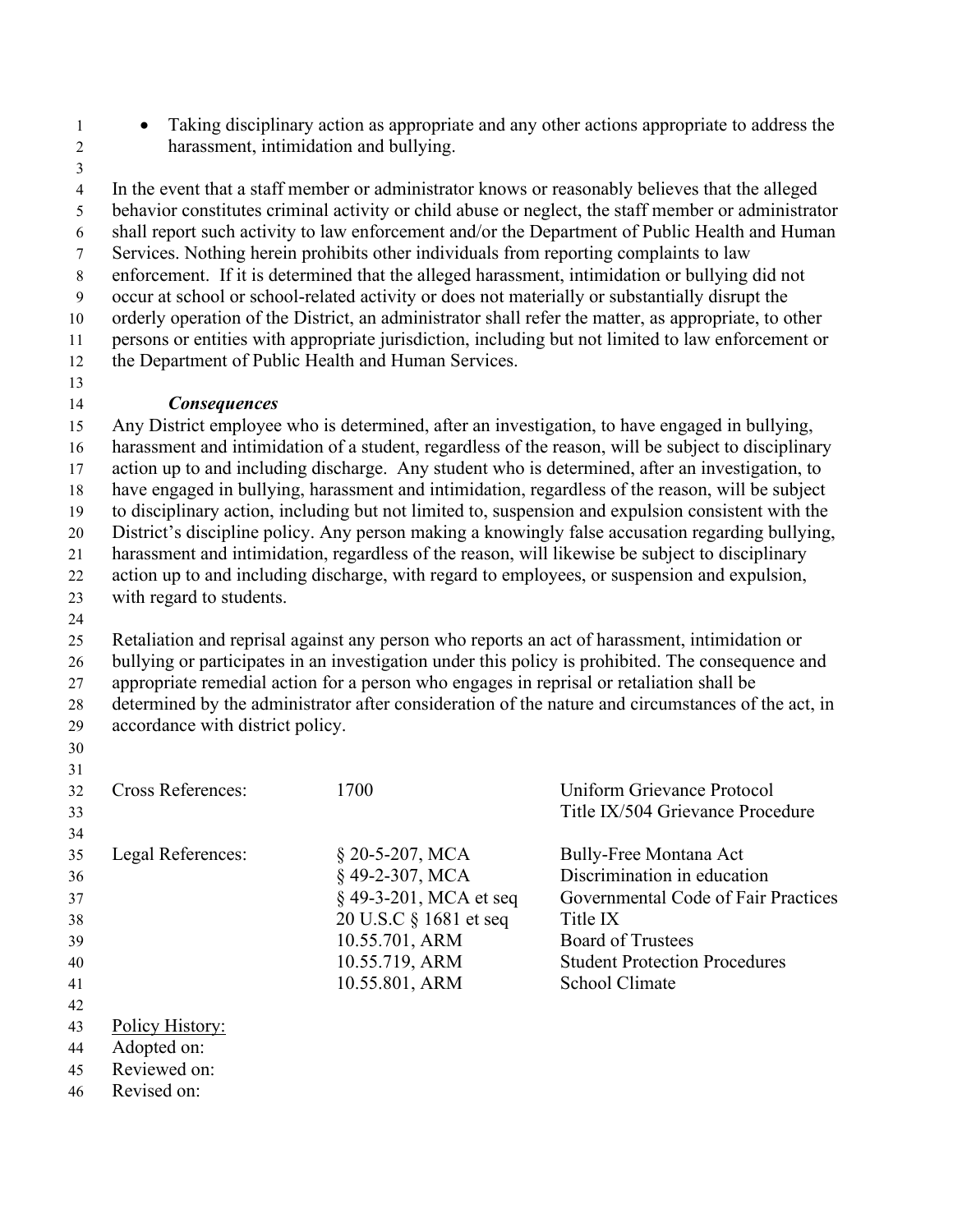- Taking disciplinary action as appropriate and any other actions appropriate to address the harassment, intimidation and bullying.

In the event that a staff member or administrator knows or reasonably believes that the alleged behavior constitutes criminal activity or child abuse or neglect, the staff member or administrator shall report such activity to law enforcement and/or the Department of Public Health and Human Services. Nothing herein prohibits other individuals from reporting complaints to law enforcement. If it is determined that the alleged harassment, intimidation or bullying did not occur at school or school-related activity or does not materially or substantially disrupt the orderly operation of the District, an administrator shall refer the matter, as appropriate, to other persons or entities with appropriate jurisdiction, including but not limited to law enforcement or the Department of Public Health and Human Services.

***Consequences***

Any District employee who is determined, after an investigation, to have engaged in bullying, harassment and intimidation of a student, regardless of the reason, will be subject to disciplinary action up to and including discharge. Any student who is determined, after an investigation, to have engaged in bullying, harassment and intimidation, regardless of the reason, will be subject to disciplinary action, including but not limited to, suspension and expulsion consistent with the District's discipline policy. Any person making a knowingly false accusation regarding bullying, harassment and intimidation, regardless of the reason, will likewise be subject to disciplinary action up to and including discharge, with regard to employees, or suspension and expulsion, with regard to students.

Retaliation and reprisal against any person who reports an act of harassment, intimidation or bullying or participates in an investigation under this policy is prohibited. The consequence and appropriate remedial action for a person who engages in reprisal or retaliation shall be determined by the administrator after consideration of the nature and circumstances of the act, in accordance with district policy.

| | | |
|---|---|---|
| Cross References: | 1700 | Uniform Grievance Protocol |
| | | Title IX/504 Grievance Procedure |
| | | |
| Legal References: | § 20-5-207, MCA | Bully-Free Montana Act |
| | § 49-2-307, MCA | Discrimination in education |
| | § 49-3-201, MCA et seq | Governmental Code of Fair Practices |
| | 20 U.S.C § 1681 et seq | Title IX |
| | 10.55.701, ARM | Board of Trustees |
| | 10.55.719, ARM | Student Protection Procedures |
| | 10.55.801, ARM | School Climate |

<u>Policy History:</u>
Adopted on:
Reviewed on:
Revised on: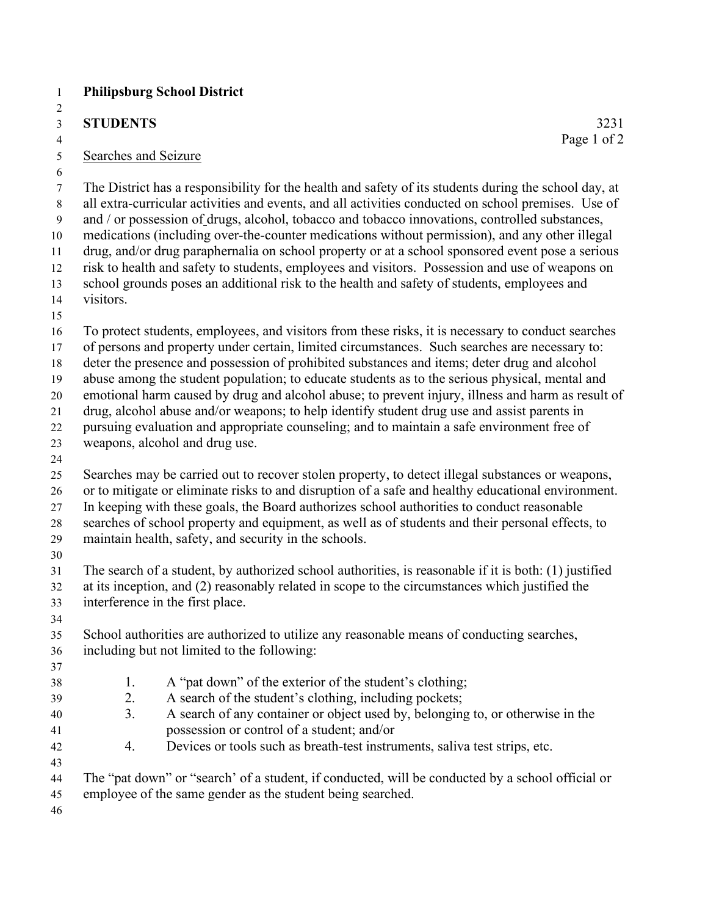**Philipsburg School District**

**STUDENTS** 3231

Searches and Seizure

The District has a responsibility for the health and safety of its students during the school day, at all extra-curricular activities and events, and all activities conducted on school premises. Use of and / or possession of drugs, alcohol, tobacco and tobacco innovations, controlled substances, medications (including over-the-counter medications without permission), and any other illegal drug, and/or drug paraphernalia on school property or at a school sponsored event pose a serious risk to health and safety to students, employees and visitors. Possession and use of weapons on school grounds poses an additional risk to the health and safety of students, employees and visitors.

To protect students, employees, and visitors from these risks, it is necessary to conduct searches of persons and property under certain, limited circumstances. Such searches are necessary to: deter the presence and possession of prohibited substances and items; deter drug and alcohol abuse among the student population; to educate students as to the serious physical, mental and emotional harm caused by drug and alcohol abuse; to prevent injury, illness and harm as result of drug, alcohol abuse and/or weapons; to help identify student drug use and assist parents in pursuing evaluation and appropriate counseling; and to maintain a safe environment free of weapons, alcohol and drug use.

Searches may be carried out to recover stolen property, to detect illegal substances or weapons, or to mitigate or eliminate risks to and disruption of a safe and healthy educational environment. In keeping with these goals, the Board authorizes school authorities to conduct reasonable searches of school property and equipment, as well as of students and their personal effects, to maintain health, safety, and security in the schools.

The search of a student, by authorized school authorities, is reasonable if it is both: (1) justified at its inception, and (2) reasonably related in scope to the circumstances which justified the interference in the first place.

School authorities are authorized to utilize any reasonable means of conducting searches, including but not limited to the following:

1. A "pat down" of the exterior of the student's clothing;
2. A search of the student's clothing, including pockets;
3. A search of any container or object used by, belonging to, or otherwise in the possession or control of a student; and/or
4. Devices or tools such as breath-test instruments, saliva test strips, etc.

The "pat down" or "search' of a student, if conducted, will be conducted by a school official or employee of the same gender as the student being searched.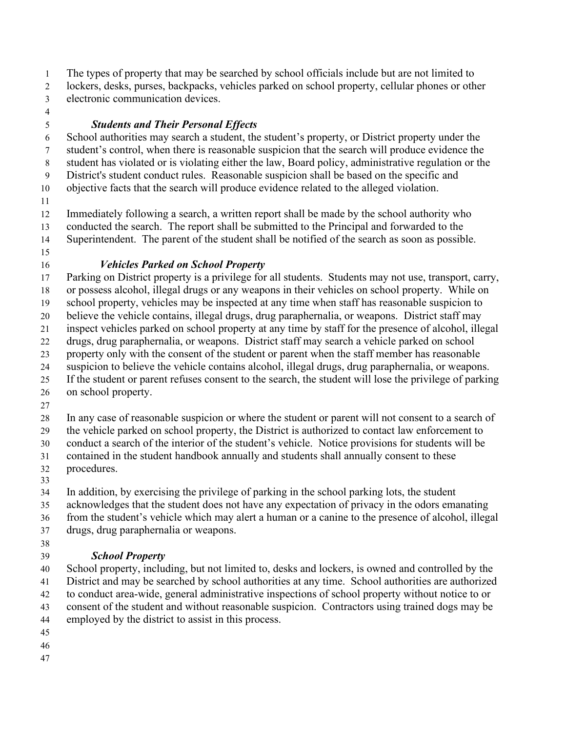The types of property that may be searched by school officials include but are not limited to lockers, desks, purses, backpacks, vehicles parked on school property, cellular phones or other electronic communication devices.

***Students and Their Personal Effects***

School authorities may search a student, the student's property, or District property under the student's control, when there is reasonable suspicion that the search will produce evidence the student has violated or is violating either the law, Board policy, administrative regulation or the District's student conduct rules. Reasonable suspicion shall be based on the specific and objective facts that the search will produce evidence related to the alleged violation.

Immediately following a search, a written report shall be made by the school authority who conducted the search. The report shall be submitted to the Principal and forwarded to the Superintendent. The parent of the student shall be notified of the search as soon as possible.

***Vehicles Parked on School Property***

Parking on District property is a privilege for all students. Students may not use, transport, carry, or possess alcohol, illegal drugs or any weapons in their vehicles on school property. While on school property, vehicles may be inspected at any time when staff has reasonable suspicion to believe the vehicle contains, illegal drugs, drug paraphernalia, or weapons. District staff may inspect vehicles parked on school property at any time by staff for the presence of alcohol, illegal drugs, drug paraphernalia, or weapons. District staff may search a vehicle parked on school property only with the consent of the student or parent when the staff member has reasonable suspicion to believe the vehicle contains alcohol, illegal drugs, drug paraphernalia, or weapons. If the student or parent refuses consent to the search, the student will lose the privilege of parking on school property.

In any case of reasonable suspicion or where the student or parent will not consent to a search of the vehicle parked on school property, the District is authorized to contact law enforcement to conduct a search of the interior of the student's vehicle. Notice provisions for students will be contained in the student handbook annually and students shall annually consent to these procedures.

In addition, by exercising the privilege of parking in the school parking lots, the student acknowledges that the student does not have any expectation of privacy in the odors emanating from the student's vehicle which may alert a human or a canine to the presence of alcohol, illegal drugs, drug paraphernalia or weapons.

***School Property***

School property, including, but not limited to, desks and lockers, is owned and controlled by the District and may be searched by school authorities at any time. School authorities are authorized to conduct area-wide, general administrative inspections of school property without notice to or consent of the student and without reasonable suspicion. Contractors using trained dogs may be employed by the district to assist in this process.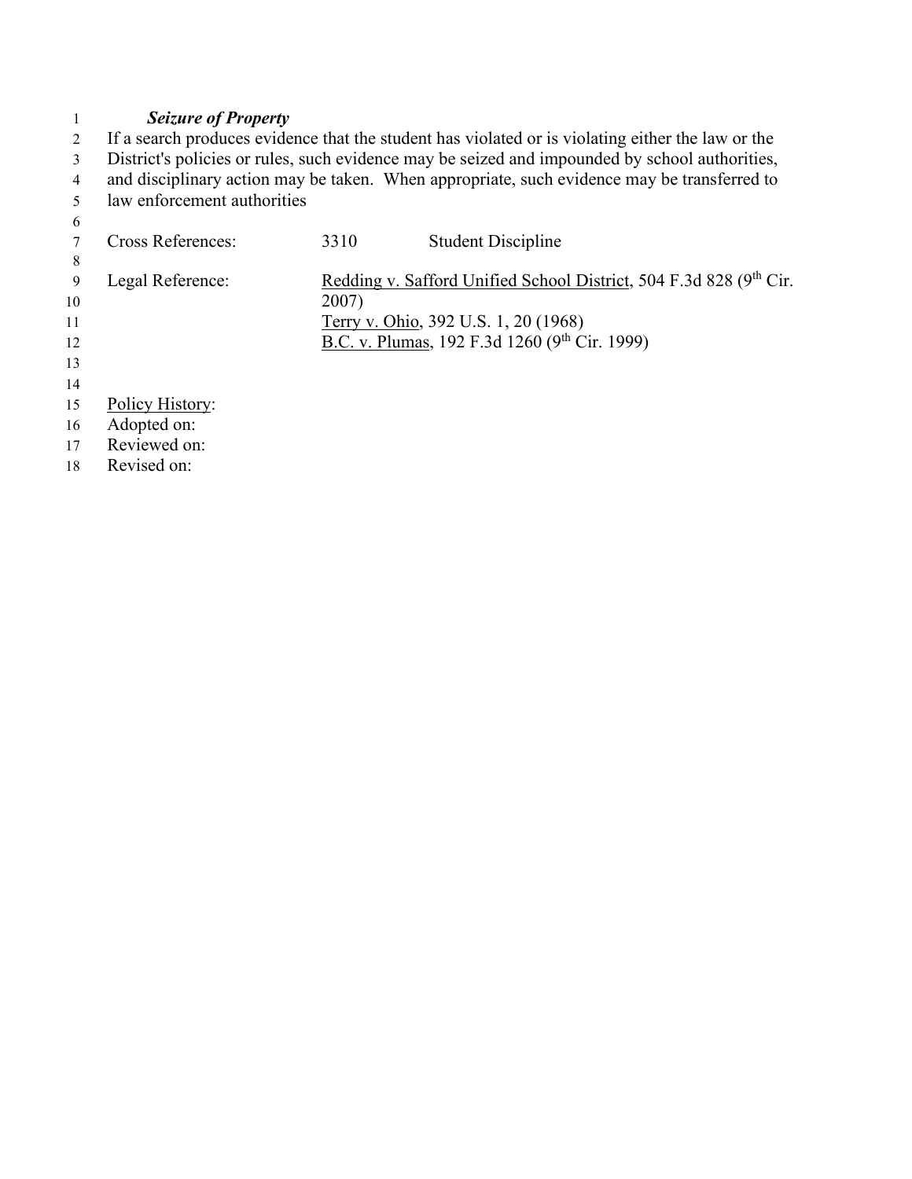***Seizure of Property***

If a search produces evidence that the student has violated or is violating either the law or the District's policies or rules, such evidence may be seized and impounded by school authorities, and disciplinary action may be taken. When appropriate, such evidence may be transferred to law enforcement authorities

| | | |
|---|---|---|
| Cross References: | 3310 | Student Discipline |

Legal Reference:

Redding v. Safford Unified School District, 504 F.3d 828 (9th Cir. 2007)
Terry v. Ohio, 392 U.S. 1, 20 (1968)
B.C. v. Plumas, 192 F.3d 1260 (9th Cir. 1999)

Policy History:
Adopted on:
Reviewed on:
Revised on: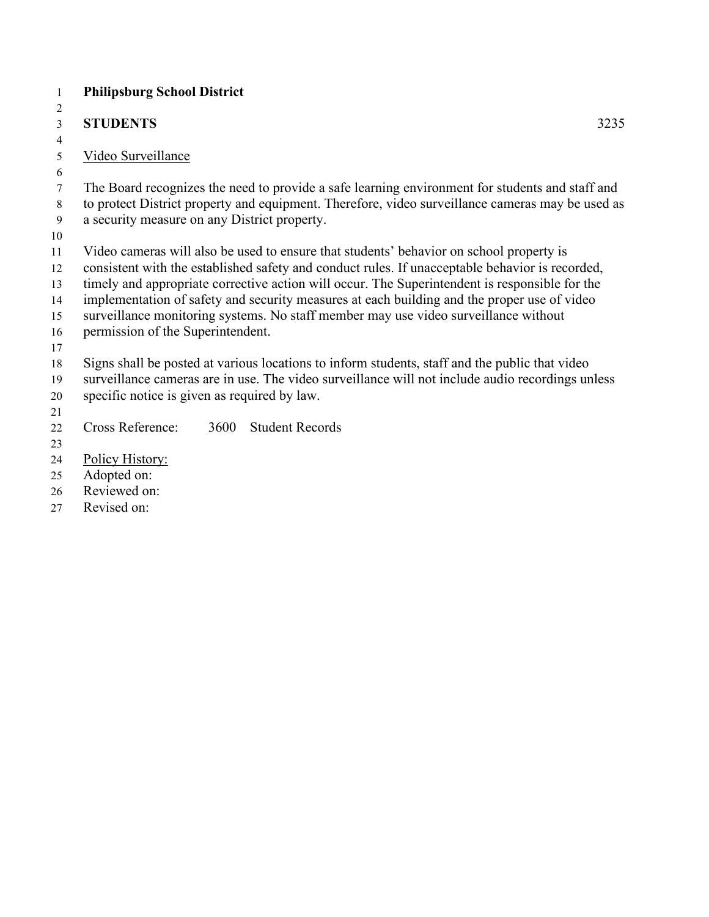**Philipsburg School District**

**STUDENTS** 3235

<u>Video Surveillance</u>

The Board recognizes the need to provide a safe learning environment for students and staff and to protect District property and equipment. Therefore, video surveillance cameras may be used as a security measure on any District property.

Video cameras will also be used to ensure that students' behavior on school property is consistent with the established safety and conduct rules. If unacceptable behavior is recorded, timely and appropriate corrective action will occur. The Superintendent is responsible for the implementation of safety and security measures at each building and the proper use of video surveillance monitoring systems. No staff member may use video surveillance without permission of the Superintendent.

Signs shall be posted at various locations to inform students, staff and the public that video surveillance cameras are in use. The video surveillance will not include audio recordings unless specific notice is given as required by law.

Cross Reference: 3600 Student Records

<u>Policy History:</u>
Adopted on:
Reviewed on:
Revised on: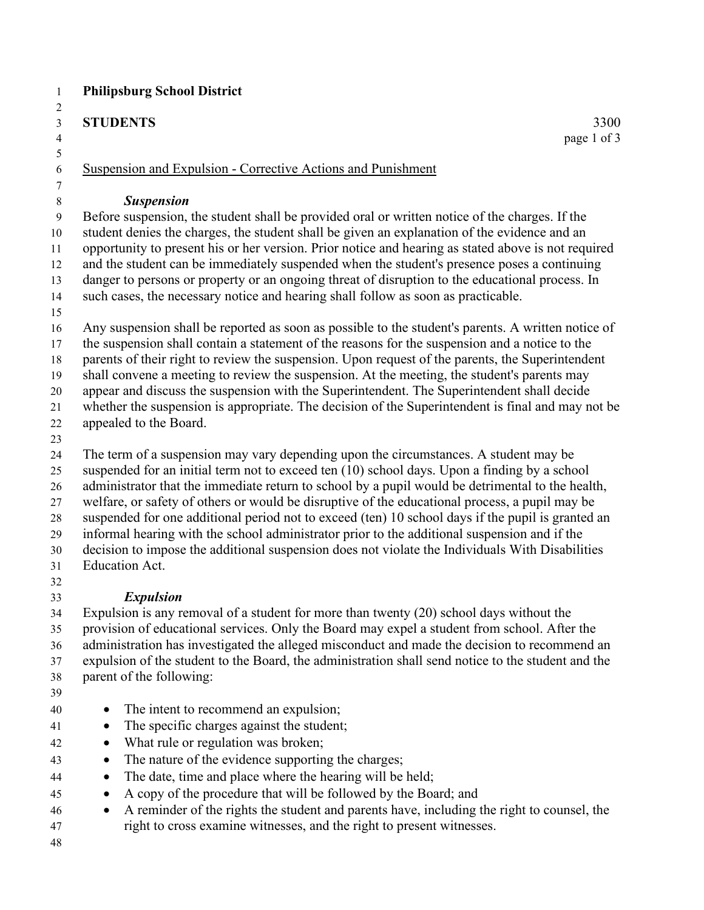**Philipsburg School District**

**STUDENTS** 3300

Suspension and Expulsion - Corrective Actions and Punishment

***Suspension***

Before suspension, the student shall be provided oral or written notice of the charges. If the student denies the charges, the student shall be given an explanation of the evidence and an opportunity to present his or her version. Prior notice and hearing as stated above is not required and the student can be immediately suspended when the student's presence poses a continuing danger to persons or property or an ongoing threat of disruption to the educational process. In such cases, the necessary notice and hearing shall follow as soon as practicable.

Any suspension shall be reported as soon as possible to the student's parents. A written notice of the suspension shall contain a statement of the reasons for the suspension and a notice to the parents of their right to review the suspension. Upon request of the parents, the Superintendent shall convene a meeting to review the suspension. At the meeting, the student's parents may appear and discuss the suspension with the Superintendent. The Superintendent shall decide whether the suspension is appropriate. The decision of the Superintendent is final and may not be appealed to the Board.

The term of a suspension may vary depending upon the circumstances. A student may be suspended for an initial term not to exceed ten (10) school days. Upon a finding by a school administrator that the immediate return to school by a pupil would be detrimental to the health, welfare, or safety of others or would be disruptive of the educational process, a pupil may be suspended for one additional period not to exceed (ten) 10 school days if the pupil is granted an informal hearing with the school administrator prior to the additional suspension and if the decision to impose the additional suspension does not violate the Individuals With Disabilities Education Act.

***Expulsion***

Expulsion is any removal of a student for more than twenty (20) school days without the provision of educational services. Only the Board may expel a student from school. After the administration has investigated the alleged misconduct and made the decision to recommend an expulsion of the student to the Board, the administration shall send notice to the student and the parent of the following:

- The intent to recommend an expulsion;
- The specific charges against the student;
- What rule or regulation was broken;
- The nature of the evidence supporting the charges;
- The date, time and place where the hearing will be held;
- A copy of the procedure that will be followed by the Board; and
- A reminder of the rights the student and parents have, including the right to counsel, the right to cross examine witnesses, and the right to present witnesses.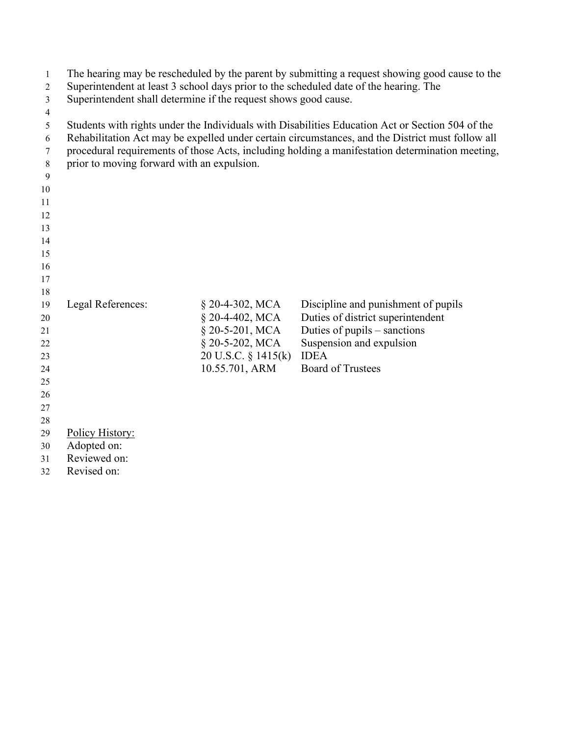The hearing may be rescheduled by the parent by submitting a request showing good cause to the Superintendent at least 3 school days prior to the scheduled date of the hearing. The Superintendent shall determine if the request shows good cause.

Students with rights under the Individuals with Disabilities Education Act or Section 504 of the Rehabilitation Act may be expelled under certain circumstances, and the District must follow all procedural requirements of those Acts, including holding a manifestation determination meeting, prior to moving forward with an expulsion.

| Legal References: | § 20-4-302, MCA | Discipline and punishment of pupils |
|---|---|---|
| | § 20-4-402, MCA | Duties of district superintendent |
| | § 20-5-201, MCA | Duties of pupils – sanctions |
| | § 20-5-202, MCA | Suspension and expulsion |
| | 20 U.S.C. § 1415(k) | IDEA |
| | 10.55.701, ARM | Board of Trustees |

Policy History:
Adopted on:
Reviewed on:
Revised on: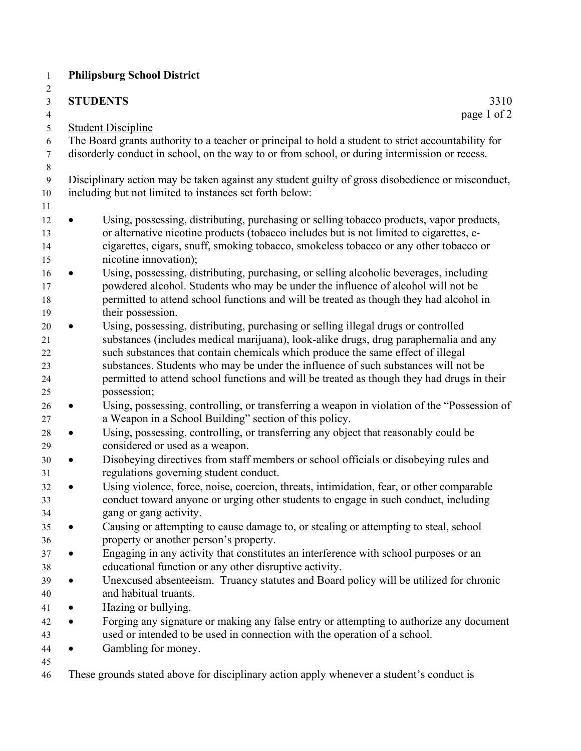**Philipsburg School District**

**STUDENTS** 3310

Student Discipline

The Board grants authority to a teacher or principal to hold a student to strict accountability for disorderly conduct in school, on the way to or from school, or during intermission or recess.

Disciplinary action may be taken against any student guilty of gross disobedience or misconduct, including but not limited to instances set forth below:

- Using, possessing, distributing, purchasing or selling tobacco products, vapor products, or alternative nicotine products (tobacco includes but is not limited to cigarettes, e-cigarettes, cigars, snuff, smoking tobacco, smokeless tobacco or any other tobacco or nicotine innovation);
- Using, possessing, distributing, purchasing, or selling alcoholic beverages, including powdered alcohol. Students who may be under the influence of alcohol will not be permitted to attend school functions and will be treated as though they had alcohol in their possession.
- Using, possessing, distributing, purchasing or selling illegal drugs or controlled substances (includes medical marijuana), look-alike drugs, drug paraphernalia and any such substances that contain chemicals which produce the same effect of illegal substances. Students who may be under the influence of such substances will not be permitted to attend school functions and will be treated as though they had drugs in their possession;
- Using, possessing, controlling, or transferring a weapon in violation of the "Possession of a Weapon in a School Building" section of this policy.
- Using, possessing, controlling, or transferring any object that reasonably could be considered or used as a weapon.
- Disobeying directives from staff members or school officials or disobeying rules and regulations governing student conduct.
- Using violence, force, noise, coercion, threats, intimidation, fear, or other comparable conduct toward anyone or urging other students to engage in such conduct, including gang or gang activity.
- Causing or attempting to cause damage to, or stealing or attempting to steal, school property or another person's property.
- Engaging in any activity that constitutes an interference with school purposes or an educational function or any other disruptive activity.
- Unexcused absenteeism. Truancy statutes and Board policy will be utilized for chronic and habitual truants.
- Hazing or bullying.
- Forging any signature or making any false entry or attempting to authorize any document used or intended to be used in connection with the operation of a school.
- Gambling for money.

These grounds stated above for disciplinary action apply whenever a student's conduct is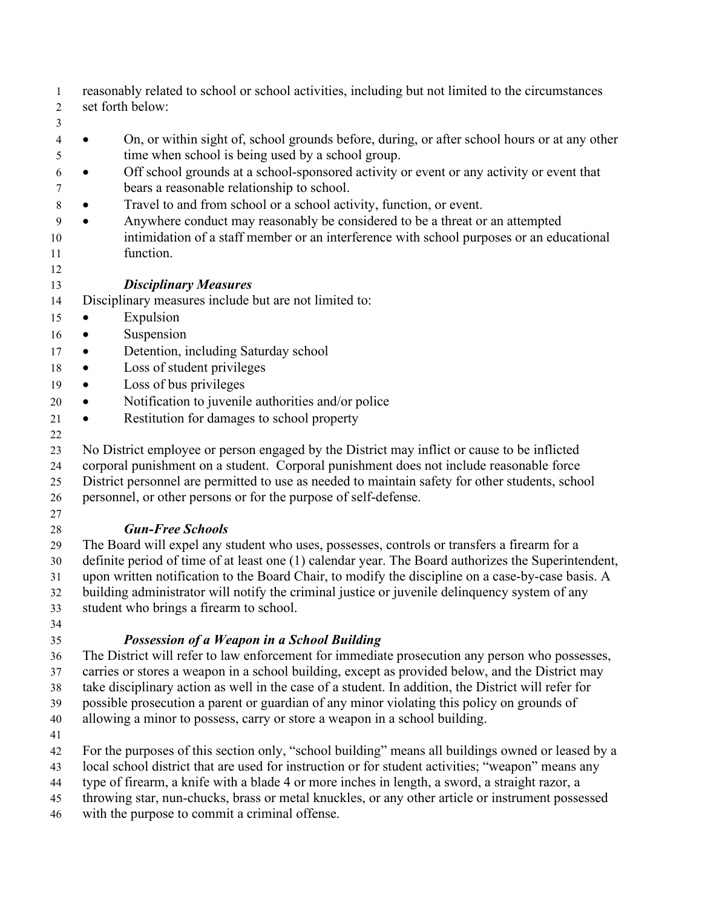reasonably related to school or school activities, including but not limited to the circumstances set forth below:

- On, or within sight of, school grounds before, during, or after school hours or at any other time when school is being used by a school group.
- Off school grounds at a school-sponsored activity or event or any activity or event that bears a reasonable relationship to school.
- Travel to and from school or a school activity, function, or event.
- Anywhere conduct may reasonably be considered to be a threat or an attempted intimidation of a staff member or an interference with school purposes or an educational function.

### *Disciplinary Measures*

Disciplinary measures include but are not limited to:

- Expulsion
- Suspension
- Detention, including Saturday school
- Loss of student privileges
- Loss of bus privileges
- Notification to juvenile authorities and/or police
- Restitution for damages to school property

No District employee or person engaged by the District may inflict or cause to be inflicted corporal punishment on a student. Corporal punishment does not include reasonable force District personnel are permitted to use as needed to maintain safety for other students, school personnel, or other persons or for the purpose of self-defense.

### *Gun-Free Schools*

The Board will expel any student who uses, possesses, controls or transfers a firearm for a definite period of time of at least one (1) calendar year. The Board authorizes the Superintendent, upon written notification to the Board Chair, to modify the discipline on a case-by-case basis. A building administrator will notify the criminal justice or juvenile delinquency system of any student who brings a firearm to school.

### *Possession of a Weapon in a School Building*

The District will refer to law enforcement for immediate prosecution any person who possesses, carries or stores a weapon in a school building, except as provided below, and the District may take disciplinary action as well in the case of a student. In addition, the District will refer for possible prosecution a parent or guardian of any minor violating this policy on grounds of allowing a minor to possess, carry or store a weapon in a school building.

For the purposes of this section only, "school building" means all buildings owned or leased by a local school district that are used for instruction or for student activities; "weapon" means any type of firearm, a knife with a blade 4 or more inches in length, a sword, a straight razor, a throwing star, nun-chucks, brass or metal knuckles, or any other article or instrument possessed with the purpose to commit a criminal offense.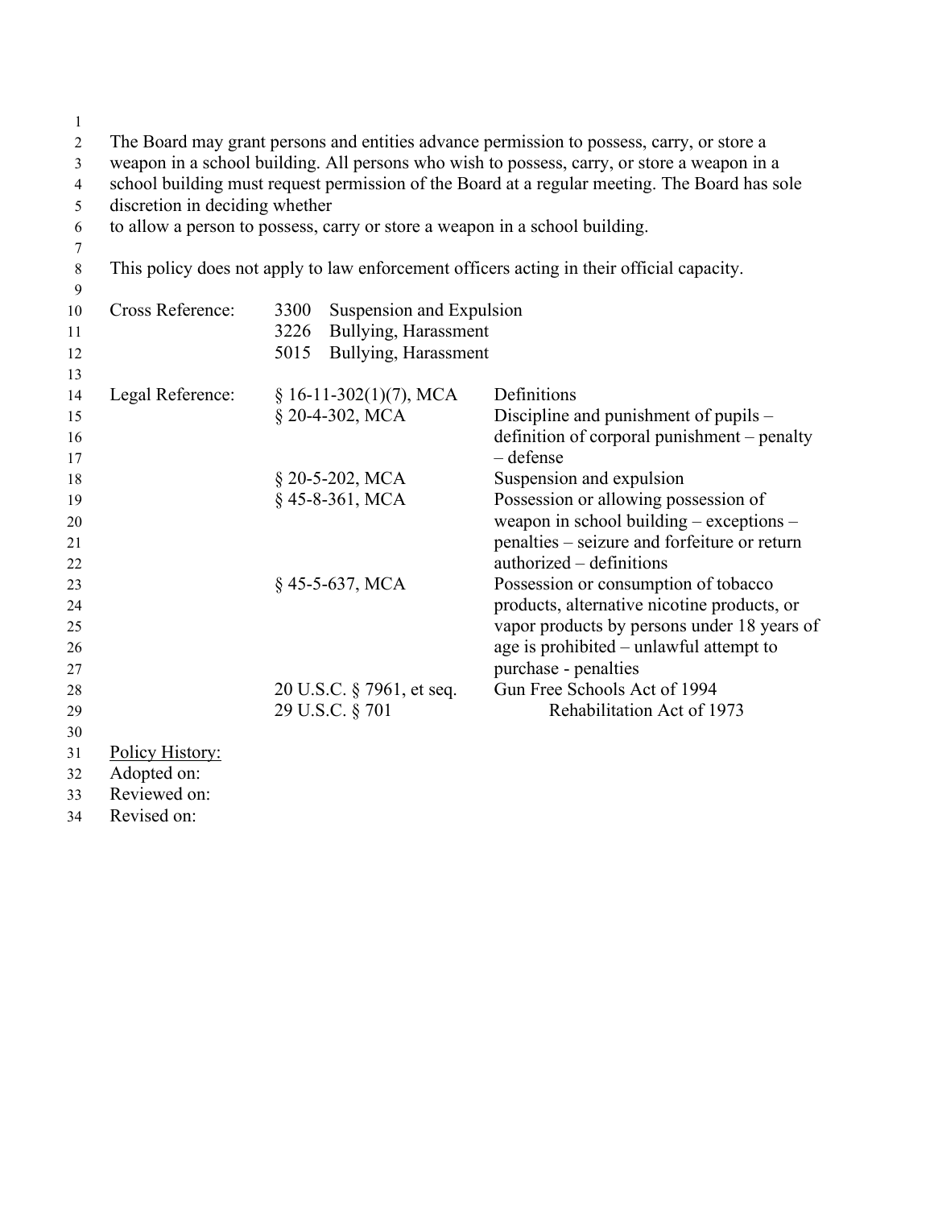The Board may grant persons and entities advance permission to possess, carry, or store a weapon in a school building. All persons who wish to possess, carry, or store a weapon in a school building must request permission of the Board at a regular meeting. The Board has sole discretion in deciding whether to allow a person to possess, carry or store a weapon in a school building.

This policy does not apply to law enforcement officers acting in their official capacity.

| | | |
|---|---|---|
| Cross Reference: | 3300 Suspension and Expulsion | |
| | 3226 Bullying, Harassment | |
| | 5015 Bullying, Harassment | |
| | | |
| Legal Reference: | § 16-11-302(1)(7), MCA | Definitions |
| | § 20-4-302, MCA | Discipline and punishment of pupils – definition of corporal punishment – penalty – defense |
| | § 20-5-202, MCA | Suspension and expulsion |
| | § 45-8-361, MCA | Possession or allowing possession of weapon in school building – exceptions – penalties – seizure and forfeiture or return authorized – definitions |
| | § 45-5-637, MCA | Possession or consumption of tobacco products, alternative nicotine products, or vapor products by persons under 18 years of age is prohibited – unlawful attempt to purchase - penalties |
| | 20 U.S.C. § 7961, et seq. | Gun Free Schools Act of 1994 |
| | 29 U.S.C. § 701 | Rehabilitation Act of 1973 |

Policy History:
Adopted on:
Reviewed on:
Revised on: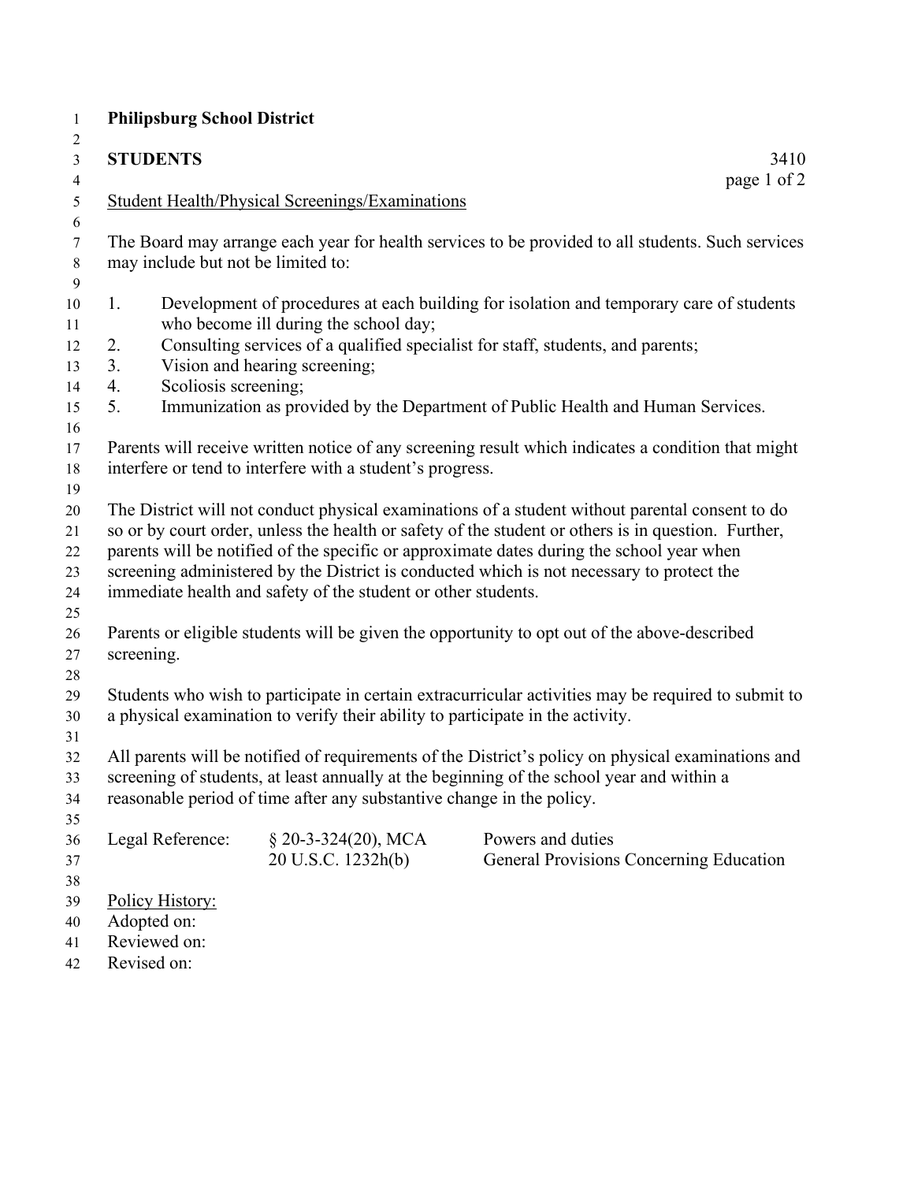**Philipsburg School District**

**STUDENTS** 3410

Student Health/Physical Screenings/Examinations

The Board may arrange each year for health services to be provided to all students. Such services may include but not be limited to:

1. Development of procedures at each building for isolation and temporary care of students who become ill during the school day;
2. Consulting services of a qualified specialist for staff, students, and parents;
3. Vision and hearing screening;
4. Scoliosis screening;
5. Immunization as provided by the Department of Public Health and Human Services.

Parents will receive written notice of any screening result which indicates a condition that might interfere or tend to interfere with a student's progress.

The District will not conduct physical examinations of a student without parental consent to do so or by court order, unless the health or safety of the student or others is in question. Further, parents will be notified of the specific or approximate dates during the school year when screening administered by the District is conducted which is not necessary to protect the immediate health and safety of the student or other students.

Parents or eligible students will be given the opportunity to opt out of the above-described screening.

Students who wish to participate in certain extracurricular activities may be required to submit to a physical examination to verify their ability to participate in the activity.

All parents will be notified of requirements of the District's policy on physical examinations and screening of students, at least annually at the beginning of the school year and within a reasonable period of time after any substantive change in the policy.

| Legal Reference: | § 20-3-324(20), MCA | Powers and duties |
|---|---|---|
| | 20 U.S.C. 1232h(b) | General Provisions Concerning Education |

Policy History:
Adopted on:
Reviewed on:
Revised on: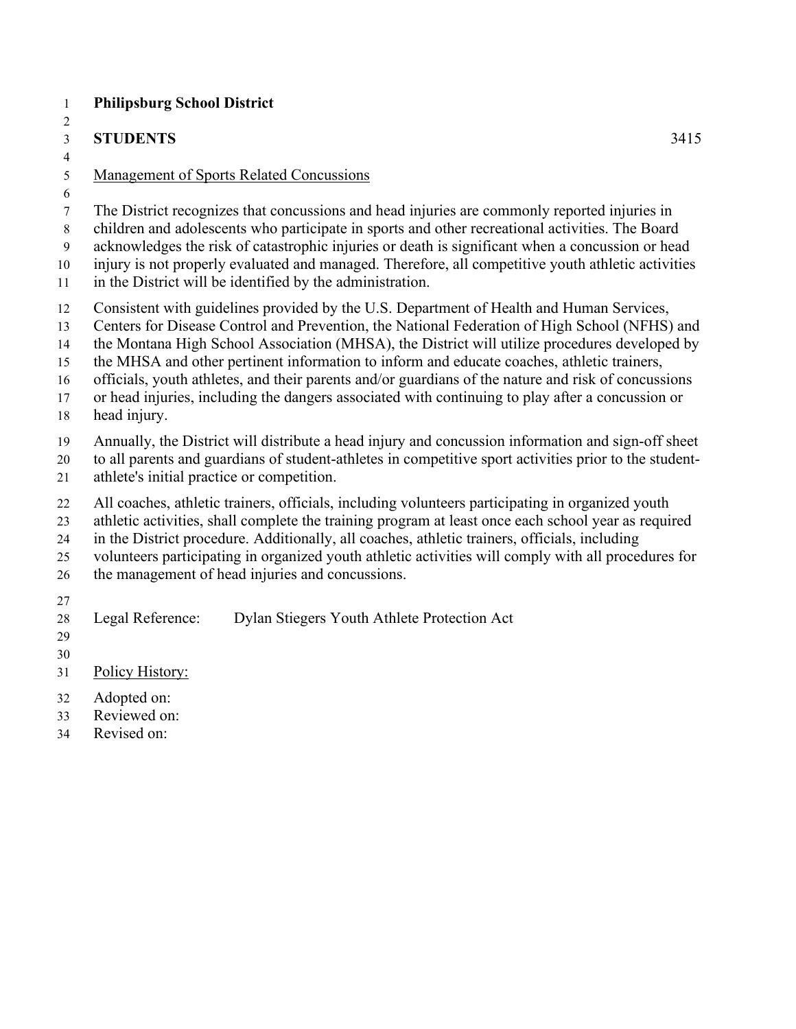**Philipsburg School District**

**STUDENTS** 3415

Management of Sports Related Concussions

The District recognizes that concussions and head injuries are commonly reported injuries in children and adolescents who participate in sports and other recreational activities. The Board acknowledges the risk of catastrophic injuries or death is significant when a concussion or head injury is not properly evaluated and managed. Therefore, all competitive youth athletic activities in the District will be identified by the administration.

Consistent with guidelines provided by the U.S. Department of Health and Human Services, Centers for Disease Control and Prevention, the National Federation of High School (NFHS) and the Montana High School Association (MHSA), the District will utilize procedures developed by the MHSA and other pertinent information to inform and educate coaches, athletic trainers, officials, youth athletes, and their parents and/or guardians of the nature and risk of concussions or head injuries, including the dangers associated with continuing to play after a concussion or head injury.

Annually, the District will distribute a head injury and concussion information and sign-off sheet to all parents and guardians of student-athletes in competitive sport activities prior to the student-athlete's initial practice or competition.

All coaches, athletic trainers, officials, including volunteers participating in organized youth athletic activities, shall complete the training program at least once each school year as required in the District procedure. Additionally, all coaches, athletic trainers, officials, including volunteers participating in organized youth athletic activities will comply with all procedures for the management of head injuries and concussions.

Legal Reference: Dylan Stiegers Youth Athlete Protection Act

Policy History:

Adopted on:
Reviewed on:
Revised on: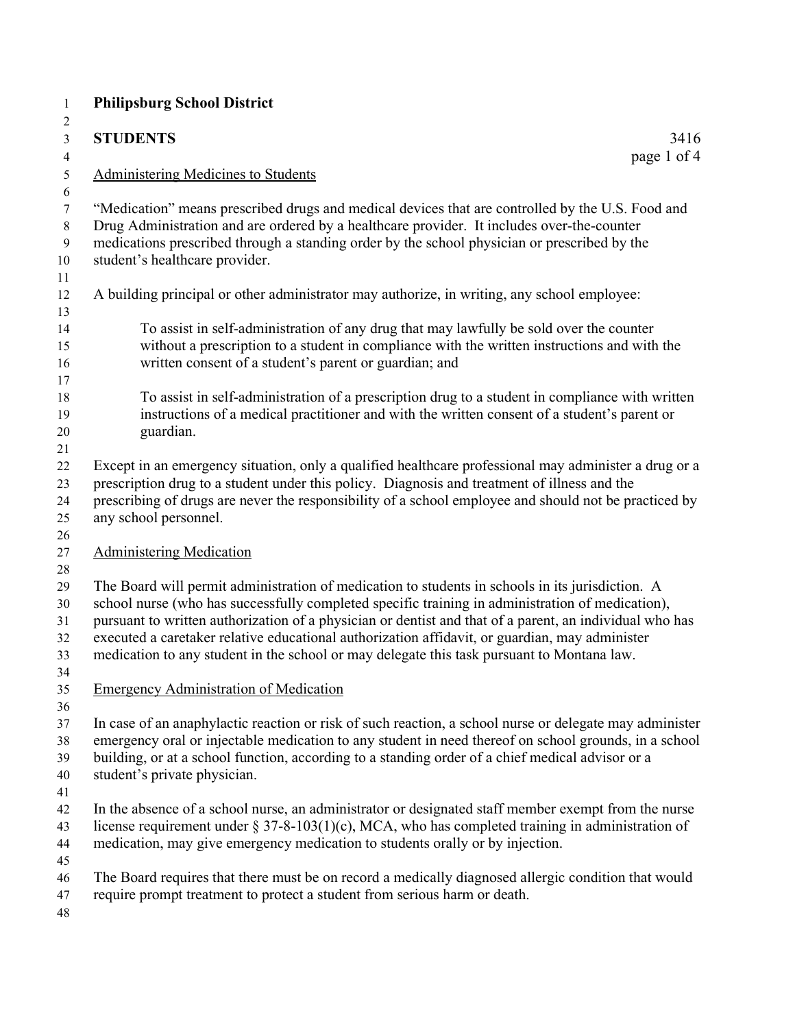**Philipsburg School District**

**STUDENTS** 3416

## Administering Medicines to Students

"Medication" means prescribed drugs and medical devices that are controlled by the U.S. Food and Drug Administration and are ordered by a healthcare provider. It includes over-the-counter medications prescribed through a standing order by the school physician or prescribed by the student's healthcare provider.

A building principal or other administrator may authorize, in writing, any school employee:

> To assist in self-administration of any drug that may lawfully be sold over the counter without a prescription to a student in compliance with the written instructions and with the written consent of a student's parent or guardian; and
>
> To assist in self-administration of a prescription drug to a student in compliance with written instructions of a medical practitioner and with the written consent of a student's parent or guardian.

Except in an emergency situation, only a qualified healthcare professional may administer a drug or a prescription drug to a student under this policy. Diagnosis and treatment of illness and the prescribing of drugs are never the responsibility of a school employee and should not be practiced by any school personnel.

### Administering Medication

The Board will permit administration of medication to students in schools in its jurisdiction. A school nurse (who has successfully completed specific training in administration of medication), pursuant to written authorization of a physician or dentist and that of a parent, an individual who has executed a caretaker relative educational authorization affidavit, or guardian, may administer medication to any student in the school or may delegate this task pursuant to Montana law.

### Emergency Administration of Medication

In case of an anaphylactic reaction or risk of such reaction, a school nurse or delegate may administer emergency oral or injectable medication to any student in need thereof on school grounds, in a school building, or at a school function, according to a standing order of a chief medical advisor or a student's private physician.

In the absence of a school nurse, an administrator or designated staff member exempt from the nurse license requirement under § 37-8-103(1)(c), MCA, who has completed training in administration of medication, may give emergency medication to students orally or by injection.

The Board requires that there must be on record a medically diagnosed allergic condition that would require prompt treatment to protect a student from serious harm or death.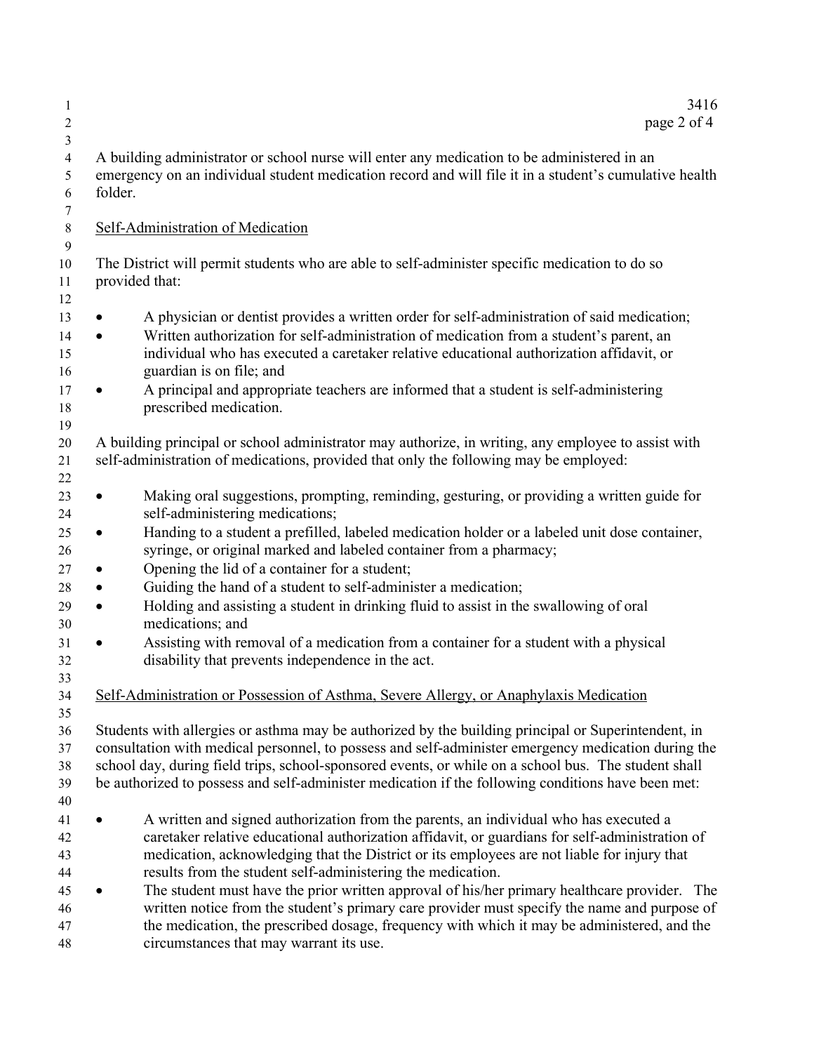A building administrator or school nurse will enter any medication to be administered in an emergency on an individual student medication record and will file it in a student's cumulative health folder.

Self-Administration of Medication

The District will permit students who are able to self-administer specific medication to do so provided that:

- A physician or dentist provides a written order for self-administration of said medication;
- Written authorization for self-administration of medication from a student's parent, an individual who has executed a caretaker relative educational authorization affidavit, or guardian is on file; and
- A principal and appropriate teachers are informed that a student is self-administering prescribed medication.

A building principal or school administrator may authorize, in writing, any employee to assist with self-administration of medications, provided that only the following may be employed:

- Making oral suggestions, prompting, reminding, gesturing, or providing a written guide for self-administering medications;
- Handing to a student a prefilled, labeled medication holder or a labeled unit dose container, syringe, or original marked and labeled container from a pharmacy;
- Opening the lid of a container for a student;
- Guiding the hand of a student to self-administer a medication;
- Holding and assisting a student in drinking fluid to assist in the swallowing of oral medications; and
- Assisting with removal of a medication from a container for a student with a physical disability that prevents independence in the act.

Self-Administration or Possession of Asthma, Severe Allergy, or Anaphylaxis Medication

Students with allergies or asthma may be authorized by the building principal or Superintendent, in consultation with medical personnel, to possess and self-administer emergency medication during the school day, during field trips, school-sponsored events, or while on a school bus. The student shall be authorized to possess and self-administer medication if the following conditions have been met:

- A written and signed authorization from the parents, an individual who has executed a caretaker relative educational authorization affidavit, or guardians for self-administration of medication, acknowledging that the District or its employees are not liable for injury that results from the student self-administering the medication.
- The student must have the prior written approval of his/her primary healthcare provider. The written notice from the student's primary care provider must specify the name and purpose of the medication, the prescribed dosage, frequency with which it may be administered, and the circumstances that may warrant its use.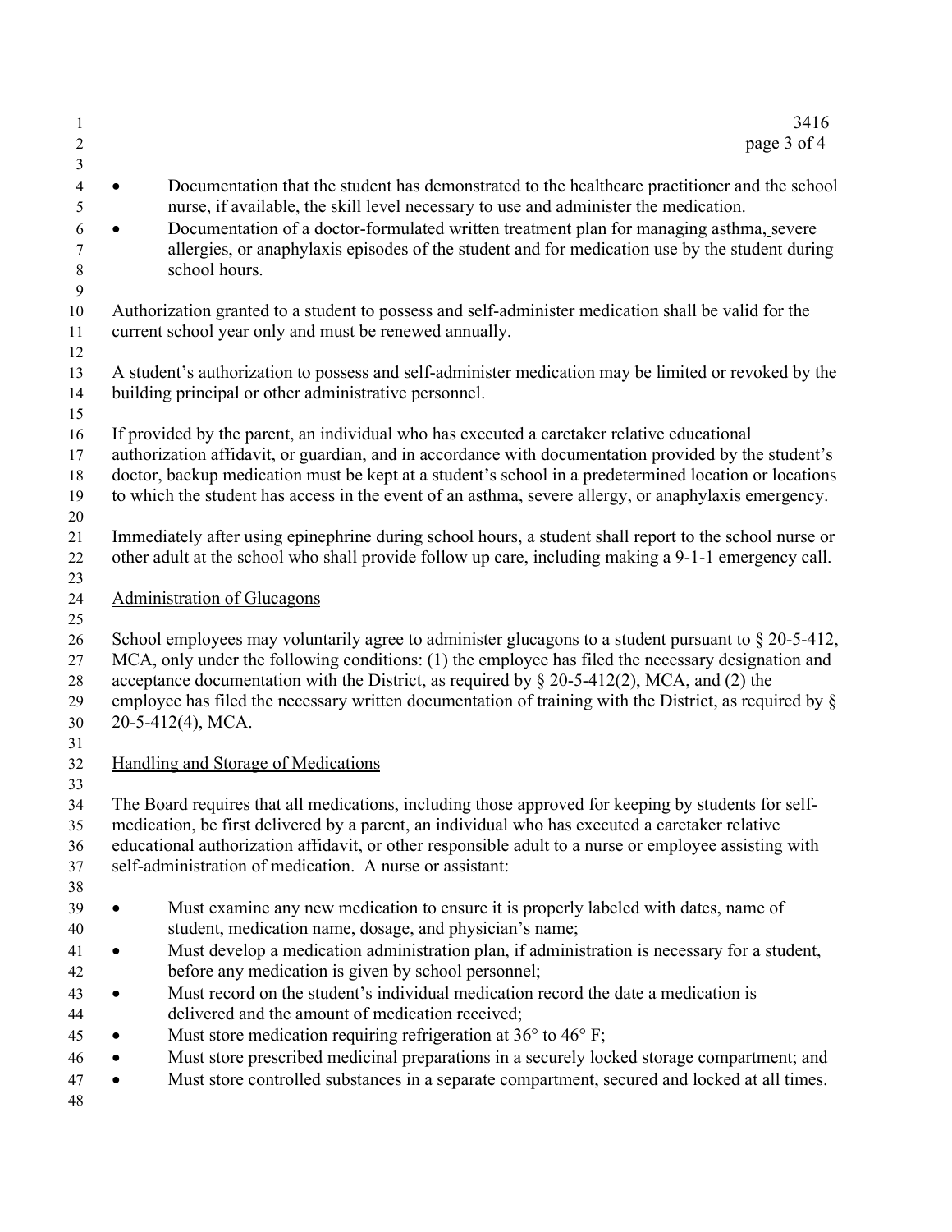- Documentation that the student has demonstrated to the healthcare practitioner and the school nurse, if available, the skill level necessary to use and administer the medication.
- Documentation of a doctor-formulated written treatment plan for managing asthma, severe allergies, or anaphylaxis episodes of the student and for medication use by the student during school hours.

Authorization granted to a student to possess and self-administer medication shall be valid for the current school year only and must be renewed annually.

A student's authorization to possess and self-administer medication may be limited or revoked by the building principal or other administrative personnel.

If provided by the parent, an individual who has executed a caretaker relative educational authorization affidavit, or guardian, and in accordance with documentation provided by the student's doctor, backup medication must be kept at a student's school in a predetermined location or locations to which the student has access in the event of an asthma, severe allergy, or anaphylaxis emergency.

Immediately after using epinephrine during school hours, a student shall report to the school nurse or other adult at the school who shall provide follow up care, including making a 9-1-1 emergency call.

## Administration of Glucagons

School employees may voluntarily agree to administer glucagons to a student pursuant to § 20-5-412, MCA, only under the following conditions: (1) the employee has filed the necessary designation and acceptance documentation with the District, as required by § 20-5-412(2), MCA, and (2) the employee has filed the necessary written documentation of training with the District, as required by § 20-5-412(4), MCA.

## Handling and Storage of Medications

The Board requires that all medications, including those approved for keeping by students for self-medication, be first delivered by a parent, an individual who has executed a caretaker relative educational authorization affidavit, or other responsible adult to a nurse or employee assisting with self-administration of medication. A nurse or assistant:

- Must examine any new medication to ensure it is properly labeled with dates, name of student, medication name, dosage, and physician's name;
- Must develop a medication administration plan, if administration is necessary for a student, before any medication is given by school personnel;
- Must record on the student's individual medication record the date a medication is delivered and the amount of medication received;
- Must store medication requiring refrigeration at 36° to 46° F;
- Must store prescribed medicinal preparations in a securely locked storage compartment; and
- Must store controlled substances in a separate compartment, secured and locked at all times.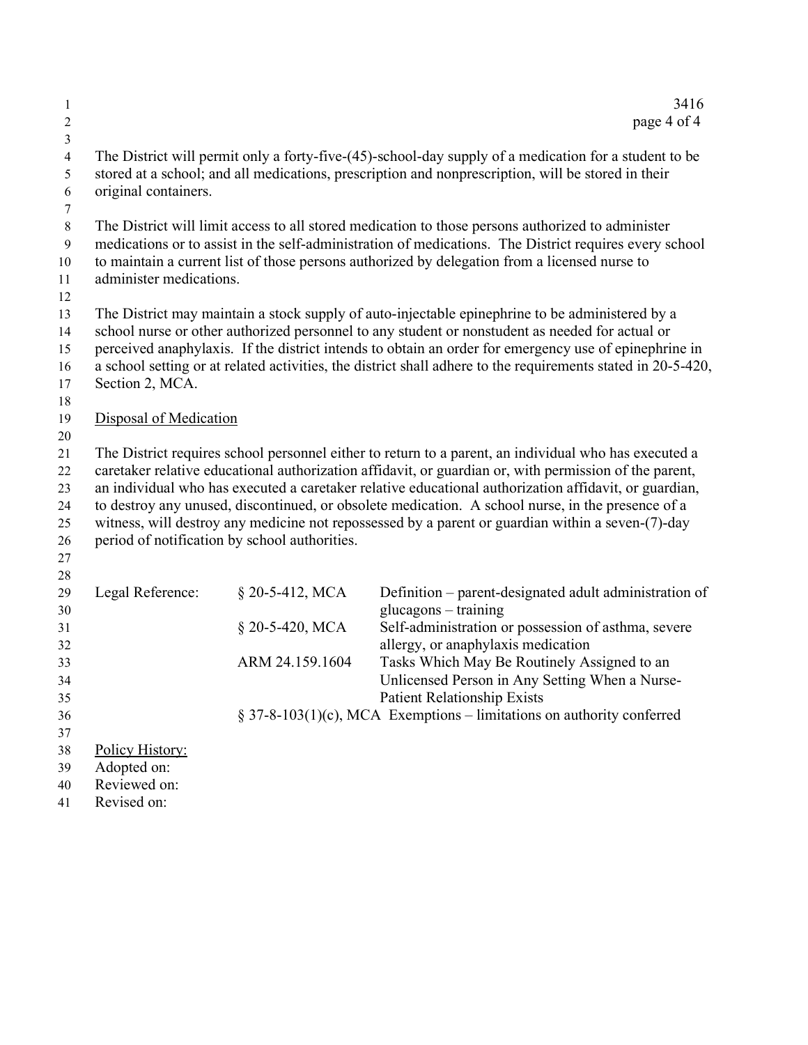The District will permit only a forty-five-(45)-school-day supply of a medication for a student to be stored at a school; and all medications, prescription and nonprescription, will be stored in their original containers.

The District will limit access to all stored medication to those persons authorized to administer medications or to assist in the self-administration of medications. The District requires every school to maintain a current list of those persons authorized by delegation from a licensed nurse to administer medications.

The District may maintain a stock supply of auto-injectable epinephrine to be administered by a school nurse or other authorized personnel to any student or nonstudent as needed for actual or perceived anaphylaxis. If the district intends to obtain an order for emergency use of epinephrine in a school setting or at related activities, the district shall adhere to the requirements stated in 20-5-420, Section 2, MCA.

Disposal of Medication

The District requires school personnel either to return to a parent, an individual who has executed a caretaker relative educational authorization affidavit, or guardian or, with permission of the parent, an individual who has executed a caretaker relative educational authorization affidavit, or guardian, to destroy any unused, discontinued, or obsolete medication. A school nurse, in the presence of a witness, will destroy any medicine not repossessed by a parent or guardian within a seven-(7)-day period of notification by school authorities.

| Legal Reference: | § 20-5-412, MCA | Definition – parent-designated adult administration of glucagons – training |
|---|---|---|
| | § 20-5-420, MCA | Self-administration or possession of asthma, severe allergy, or anaphylaxis medication |
| | ARM 24.159.1604 | Tasks Which May Be Routinely Assigned to an Unlicensed Person in Any Setting When a Nurse-Patient Relationship Exists |
| | § 37-8-103(1)(c), MCA | Exemptions – limitations on authority conferred |

Policy History:
Adopted on:
Reviewed on:
Revised on: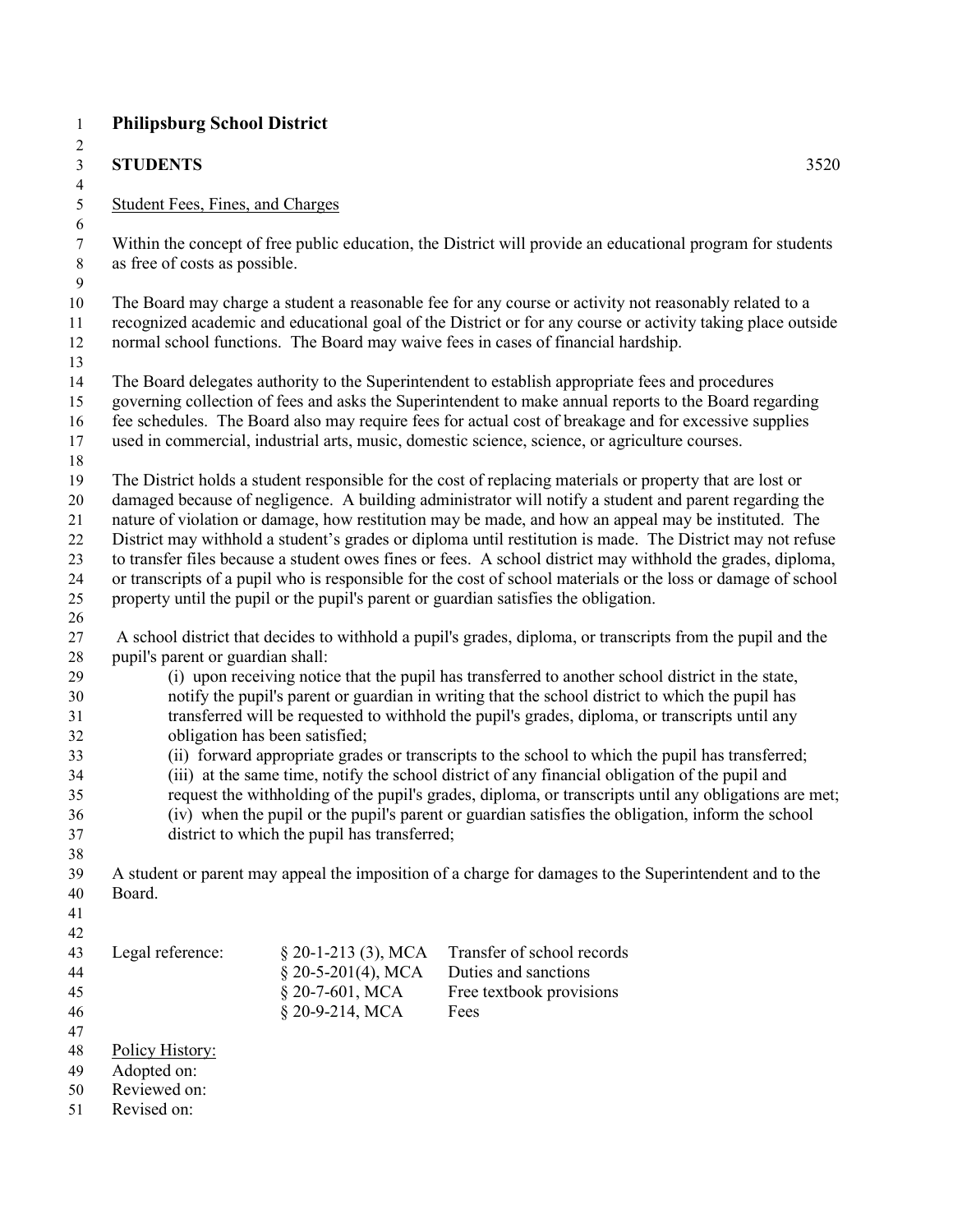**Philipsburg School District**

**STUDENTS** 3520

Student Fees, Fines, and Charges

Within the concept of free public education, the District will provide an educational program for students as free of costs as possible.

The Board may charge a student a reasonable fee for any course or activity not reasonably related to a recognized academic and educational goal of the District or for any course or activity taking place outside normal school functions. The Board may waive fees in cases of financial hardship.

The Board delegates authority to the Superintendent to establish appropriate fees and procedures governing collection of fees and asks the Superintendent to make annual reports to the Board regarding fee schedules. The Board also may require fees for actual cost of breakage and for excessive supplies used in commercial, industrial arts, music, domestic science, science, or agriculture courses.

The District holds a student responsible for the cost of replacing materials or property that are lost or damaged because of negligence. A building administrator will notify a student and parent regarding the nature of violation or damage, how restitution may be made, and how an appeal may be instituted. The District may withhold a student's grades or diploma until restitution is made. The District may not refuse to transfer files because a student owes fines or fees. A school district may withhold the grades, diploma, or transcripts of a pupil who is responsible for the cost of school materials or the loss or damage of school property until the pupil or the pupil's parent or guardian satisfies the obligation.

A school district that decides to withhold a pupil's grades, diploma, or transcripts from the pupil and the pupil's parent or guardian shall:

(i) upon receiving notice that the pupil has transferred to another school district in the state, notify the pupil's parent or guardian in writing that the school district to which the pupil has transferred will be requested to withhold the pupil's grades, diploma, or transcripts until any obligation has been satisfied;
(ii) forward appropriate grades or transcripts to the school to which the pupil has transferred;
(iii) at the same time, notify the school district of any financial obligation of the pupil and request the withholding of the pupil's grades, diploma, or transcripts until any obligations are met;
(iv) when the pupil or the pupil's parent or guardian satisfies the obligation, inform the school district to which the pupil has transferred;

A student or parent may appeal the imposition of a charge for damages to the Superintendent and to the Board.

| Legal reference: | § 20-1-213 (3), MCA | Transfer of school records |
|---|---|---|
| | § 20-5-201(4), MCA | Duties and sanctions |
| | § 20-7-601, MCA | Free textbook provisions |
| | § 20-9-214, MCA | Fees |

Policy History:
Adopted on:
Reviewed on:
Revised on: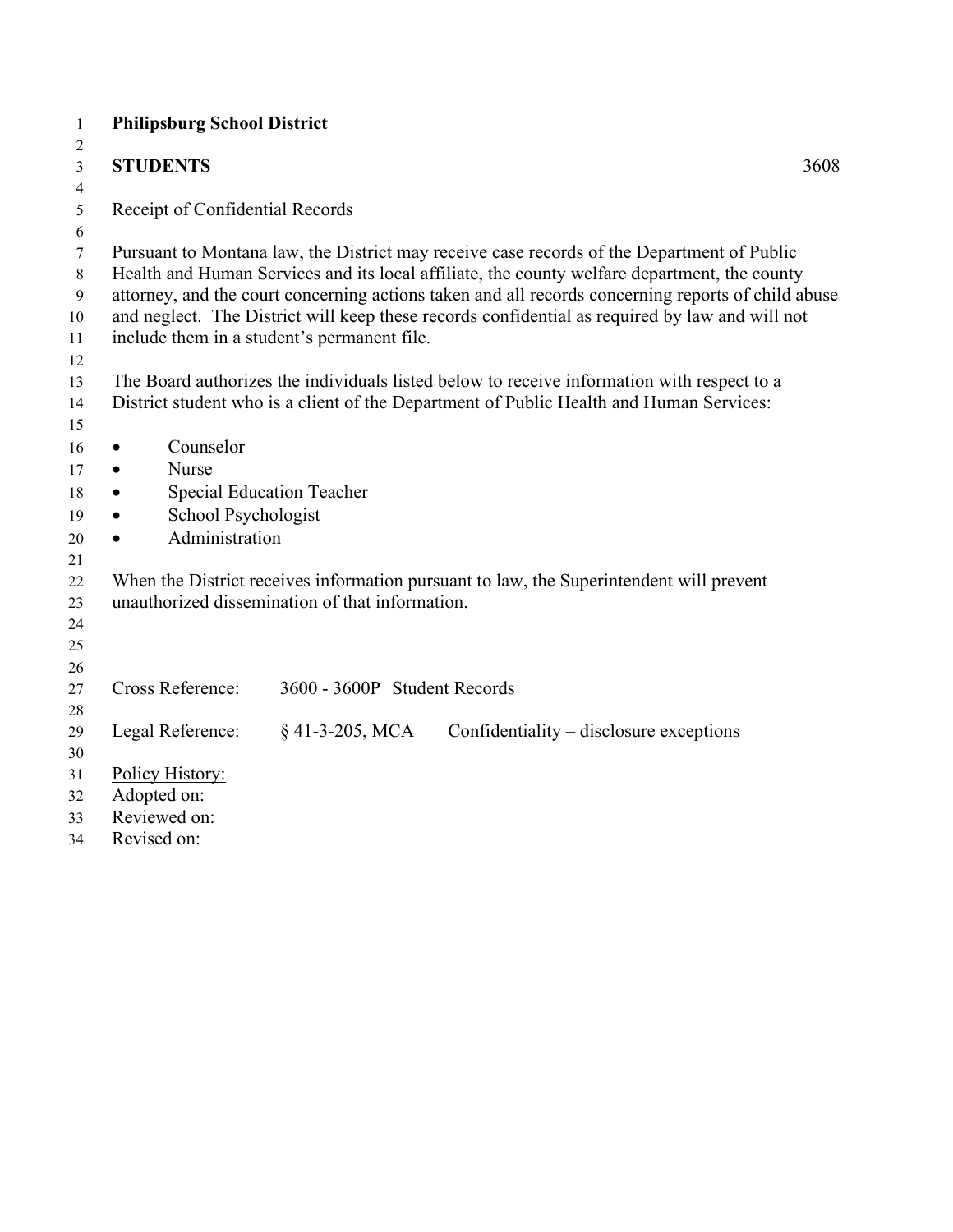**Philipsburg School District**

**STUDENTS** 3608

Receipt of Confidential Records

Pursuant to Montana law, the District may receive case records of the Department of Public Health and Human Services and its local affiliate, the county welfare department, the county attorney, and the court concerning actions taken and all records concerning reports of child abuse and neglect. The District will keep these records confidential as required by law and will not include them in a student's permanent file.

The Board authorizes the individuals listed below to receive information with respect to a District student who is a client of the Department of Public Health and Human Services:

- Counselor
- Nurse
- Special Education Teacher
- School Psychologist
- Administration

When the District receives information pursuant to law, the Superintendent will prevent unauthorized dissemination of that information.

Cross Reference: 3600 - 3600P Student Records

Legal Reference: § 41-3-205, MCA Confidentiality – disclosure exceptions

Policy History:
Adopted on:
Reviewed on:
Revised on: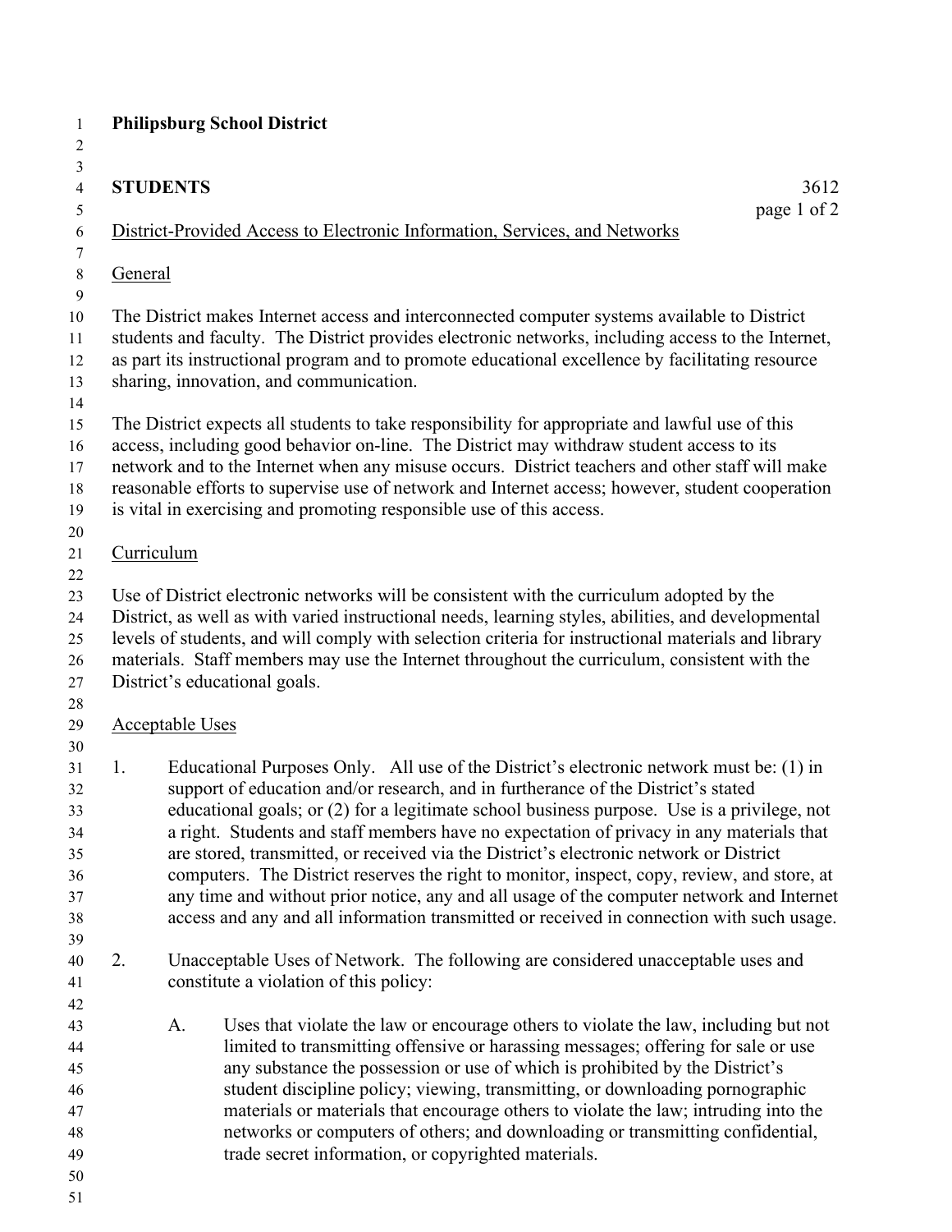**Philipsburg School District**

**STUDENTS** 3612

District-Provided Access to Electronic Information, Services, and Networks

General

The District makes Internet access and interconnected computer systems available to District students and faculty. The District provides electronic networks, including access to the Internet, as part its instructional program and to promote educational excellence by facilitating resource sharing, innovation, and communication.

The District expects all students to take responsibility for appropriate and lawful use of this access, including good behavior on-line. The District may withdraw student access to its network and to the Internet when any misuse occurs. District teachers and other staff will make reasonable efforts to supervise use of network and Internet access; however, student cooperation is vital in exercising and promoting responsible use of this access.

Curriculum

Use of District electronic networks will be consistent with the curriculum adopted by the District, as well as with varied instructional needs, learning styles, abilities, and developmental levels of students, and will comply with selection criteria for instructional materials and library materials. Staff members may use the Internet throughout the curriculum, consistent with the District's educational goals.

Acceptable Uses

1. Educational Purposes Only. All use of the District's electronic network must be: (1) in support of education and/or research, and in furtherance of the District's stated educational goals; or (2) for a legitimate school business purpose. Use is a privilege, not a right. Students and staff members have no expectation of privacy in any materials that are stored, transmitted, or received via the District's electronic network or District computers. The District reserves the right to monitor, inspect, copy, review, and store, at any time and without prior notice, any and all usage of the computer network and Internet access and any and all information transmitted or received in connection with such usage.

2. Unacceptable Uses of Network. The following are considered unacceptable uses and constitute a violation of this policy:

   A. Uses that violate the law or encourage others to violate the law, including but not limited to transmitting offensive or harassing messages; offering for sale or use any substance the possession or use of which is prohibited by the District's student discipline policy; viewing, transmitting, or downloading pornographic materials or materials that encourage others to violate the law; intruding into the networks or computers of others; and downloading or transmitting confidential, trade secret information, or copyrighted materials.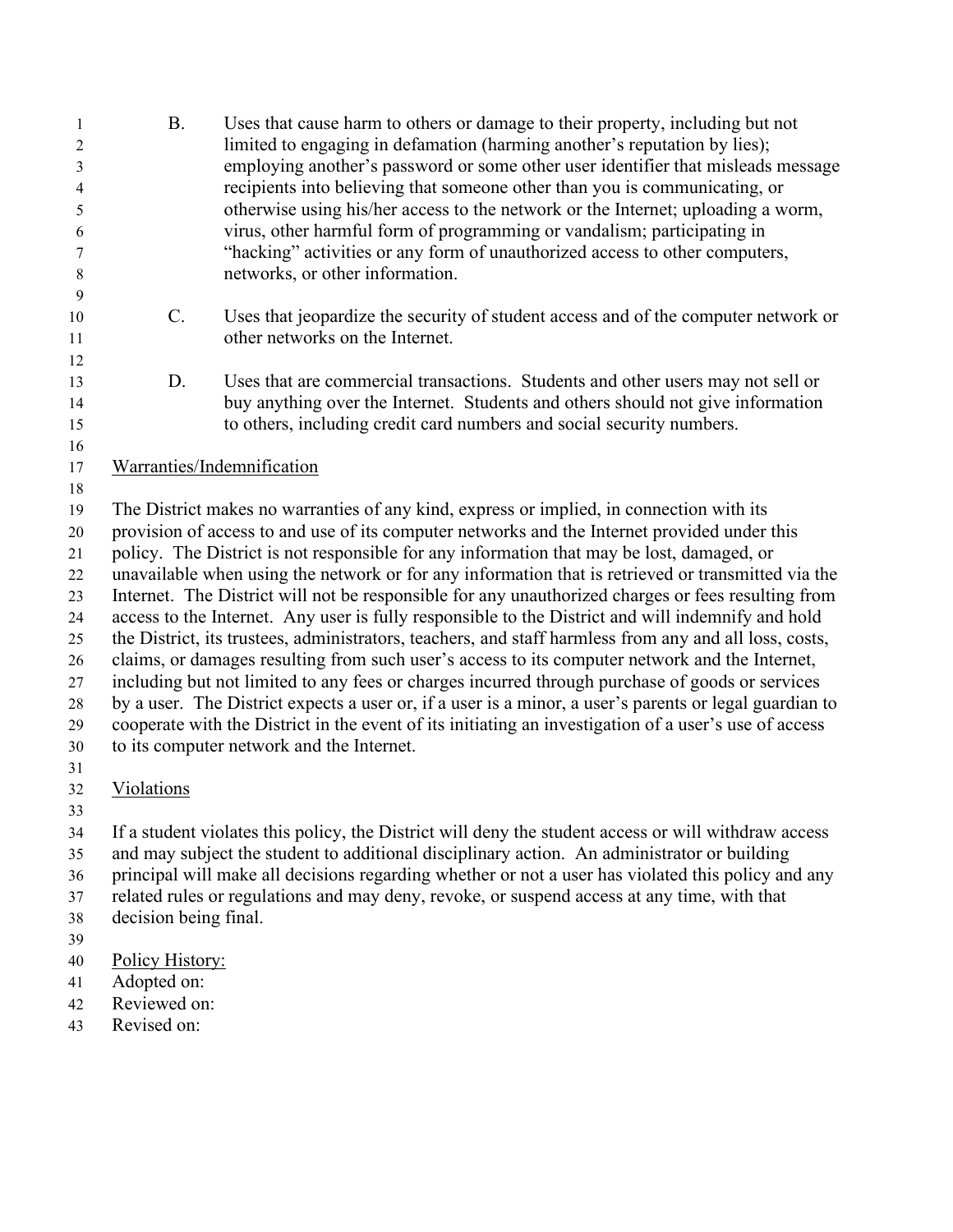B. Uses that cause harm to others or damage to their property, including but not limited to engaging in defamation (harming another's reputation by lies); employing another's password or some other user identifier that misleads message recipients into believing that someone other than you is communicating, or otherwise using his/her access to the network or the Internet; uploading a worm, virus, other harmful form of programming or vandalism; participating in "hacking" activities or any form of unauthorized access to other computers, networks, or other information.

C. Uses that jeopardize the security of student access and of the computer network or other networks on the Internet.

D. Uses that are commercial transactions. Students and other users may not sell or buy anything over the Internet. Students and others should not give information to others, including credit card numbers and social security numbers.

<u>Warranties/Indemnification</u>

The District makes no warranties of any kind, express or implied, in connection with its provision of access to and use of its computer networks and the Internet provided under this policy. The District is not responsible for any information that may be lost, damaged, or unavailable when using the network or for any information that is retrieved or transmitted via the Internet. The District will not be responsible for any unauthorized charges or fees resulting from access to the Internet. Any user is fully responsible to the District and will indemnify and hold the District, its trustees, administrators, teachers, and staff harmless from any and all loss, costs, claims, or damages resulting from such user's access to its computer network and the Internet, including but not limited to any fees or charges incurred through purchase of goods or services by a user. The District expects a user or, if a user is a minor, a user's parents or legal guardian to cooperate with the District in the event of its initiating an investigation of a user's use of access to its computer network and the Internet.

<u>Violations</u>

If a student violates this policy, the District will deny the student access or will withdraw access and may subject the student to additional disciplinary action. An administrator or building principal will make all decisions regarding whether or not a user has violated this policy and any related rules or regulations and may deny, revoke, or suspend access at any time, with that decision being final.

<u>Policy History:</u>
Adopted on:
Reviewed on:
Revised on: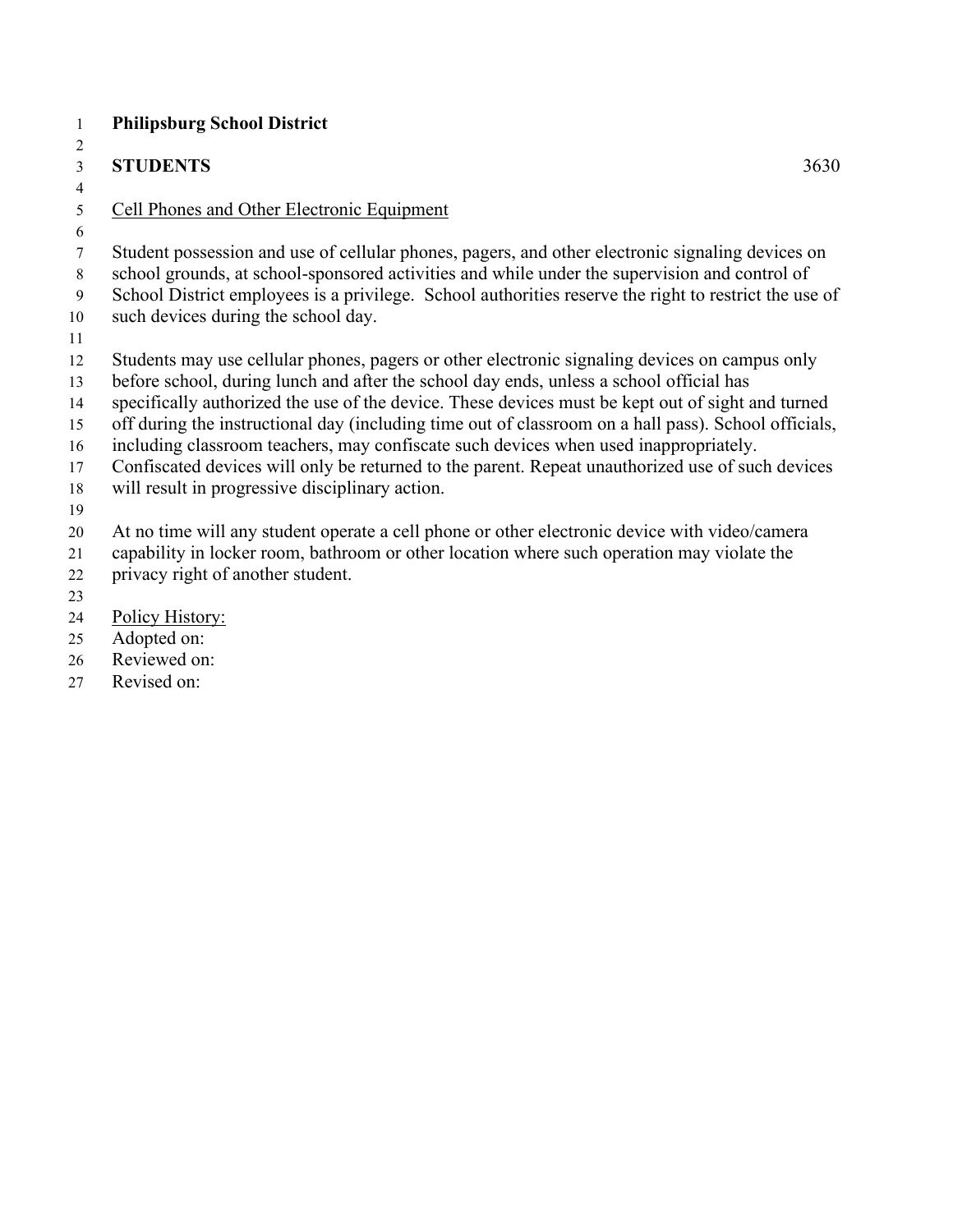**Philipsburg School District**

**STUDENTS** 3630

Cell Phones and Other Electronic Equipment

Student possession and use of cellular phones, pagers, and other electronic signaling devices on school grounds, at school-sponsored activities and while under the supervision and control of School District employees is a privilege. School authorities reserve the right to restrict the use of such devices during the school day.

Students may use cellular phones, pagers or other electronic signaling devices on campus only before school, during lunch and after the school day ends, unless a school official has specifically authorized the use of the device. These devices must be kept out of sight and turned off during the instructional day (including time out of classroom on a hall pass). School officials, including classroom teachers, may confiscate such devices when used inappropriately. Confiscated devices will only be returned to the parent. Repeat unauthorized use of such devices will result in progressive disciplinary action.

At no time will any student operate a cell phone or other electronic device with video/camera capability in locker room, bathroom or other location where such operation may violate the privacy right of another student.

Policy History:
Adopted on:
Reviewed on:
Revised on: